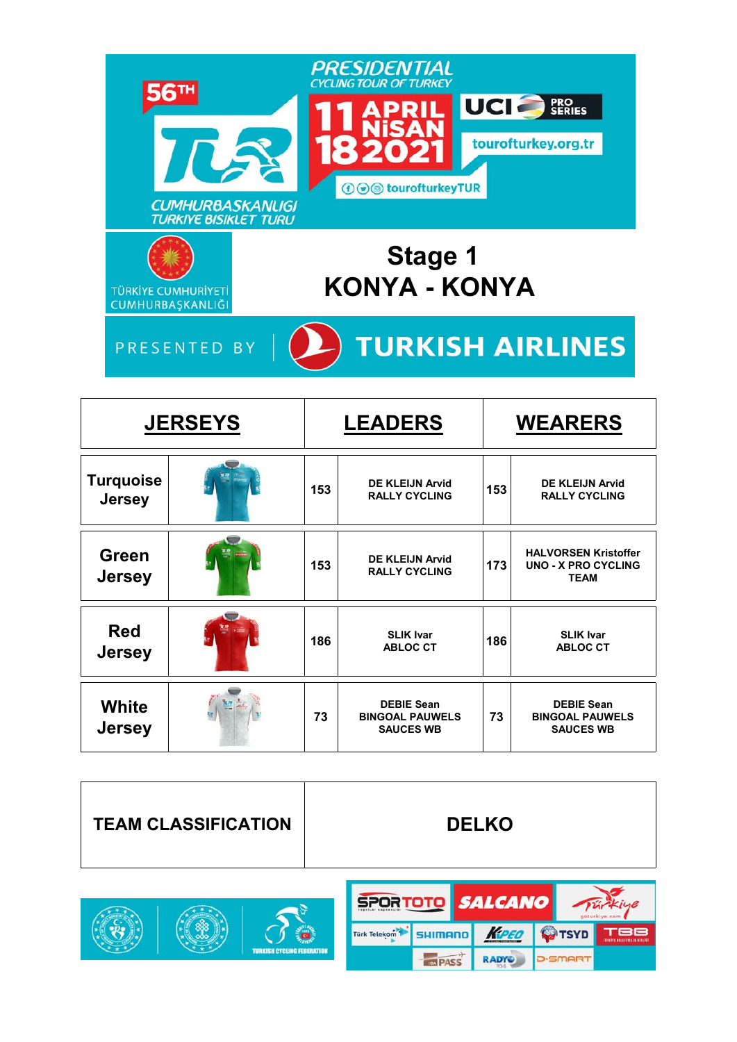56TH

PRESIDENTIAL CYCLING TOUR OF TURKEY

11-18 APRIL NİSAN 2021

UCI PRO SERIES

tourofturkey.org.tr

tourofturkeyTUR

CUMHURBAŞKANLIĞI TÜRKİYE BİSİKLET TURU

TÜRKİYE CUMHURİYETİ CUMHURBAŞKANLIĞI

# Stage 1
# KONYA - KONYA

PRESENTED BY TURKISH AIRLINES

| JERSEYS | | LEADERS | | WEARERS | |
|---|---|---|---|---|---|
| Turquoise Jersey | | 153 | DE KLEIJN Arvid RALLY CYCLING | 153 | DE KLEIJN Arvid RALLY CYCLING |
| Green Jersey | | 153 | DE KLEIJN Arvid RALLY CYCLING | 173 | HALVORSEN Kristoffer UNO - X PRO CYCLING TEAM |
| Red Jersey | | 186 | SLIK Ivar ABLOC CT | 186 | SLIK Ivar ABLOC CT |
| White Jersey | | 73 | DEBIE Sean BINGOAL PAUWELS SAUCES WB | 73 | DEBIE Sean BINGOAL PAUWELS SAUCES WB |

| TEAM CLASSIFICATION | DELKO |
|---|---|

TURKISH CYCLING FEDERATION

SPORTOTO, SALCANO, Türkiye, Türk Telekom, SHIMANO, KAPEO, TSYD, TBB, PASS, RADYO, D-SMART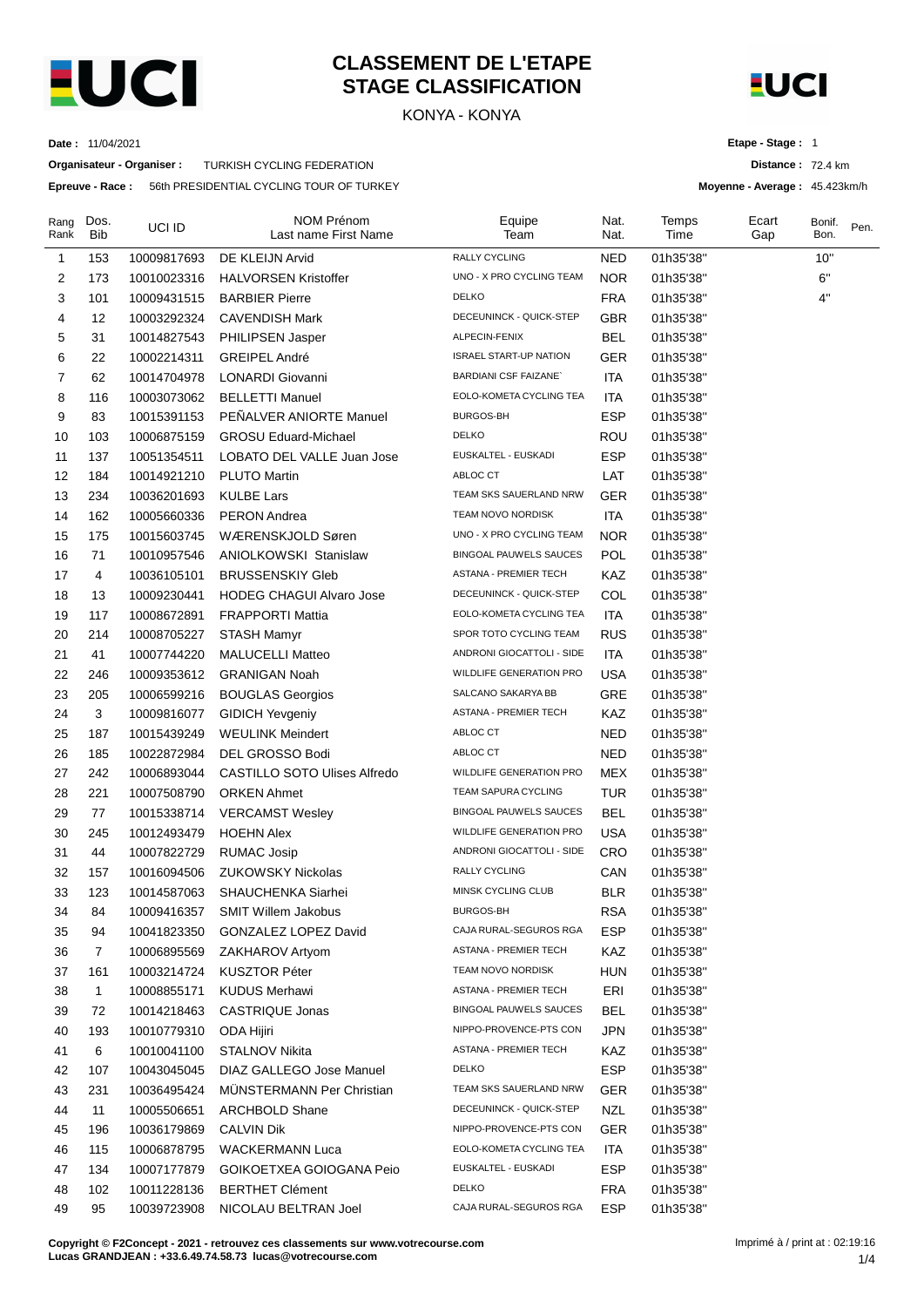# CLASSEMENT DE L'ETAPE
## STAGE CLASSIFICATION

KONYA - KONYA

**Date :** 11/04/2021

**Organisateur - Organiser :** TURKISH CYCLING FEDERATION

**Epreuve - Race :** 56th PRESIDENTIAL CYCLING TOUR OF TURKEY

**Etape - Stage :** 1

**Distance :** 72.4 km

**Moyenne - Average :** 45.423km/h

| Rang Rank | Dos. Bib | UCI ID | NOM Prénom Last name First Name | Equipe Team | Nat. Nat. | Temps Time | Ecart Gap | Bonif. Bon. | Pen. |
|---|---|---|---|---|---|---|---|---|---|
| 1 | 153 | 10009817693 | DE KLEIJN Arvid | RALLY CYCLING | NED | 01h35'38'' | | 10'' | |
| 2 | 173 | 10010023316 | HALVORSEN Kristoffer | UNO - X PRO CYCLING TEAM | NOR | 01h35'38'' | | 6'' | |
| 3 | 101 | 10009431515 | BARBIER Pierre | DELKO | FRA | 01h35'38'' | | 4'' | |
| 4 | 12 | 10003292324 | CAVENDISH Mark | DECEUNINCK - QUICK-STEP | GBR | 01h35'38'' | | | |
| 5 | 31 | 10014827543 | PHILIPSEN Jasper | ALPECIN-FENIX | BEL | 01h35'38'' | | | |
| 6 | 22 | 10002214311 | GREIPEL André | ISRAEL START-UP NATION | GER | 01h35'38'' | | | |
| 7 | 62 | 10014704978 | LONARDI Giovanni | BARDIANI CSF FAIZANE` | ITA | 01h35'38'' | | | |
| 8 | 116 | 10003073062 | BELLETTI Manuel | EOLO-KOMETA CYCLING TEA | ITA | 01h35'38'' | | | |
| 9 | 83 | 10015391153 | PEÑALVER ANIORTE Manuel | BURGOS-BH | ESP | 01h35'38'' | | | |
| 10 | 103 | 10006875159 | GROSU Eduard-Michael | DELKO | ROU | 01h35'38'' | | | |
| 11 | 137 | 10051354511 | LOBATO DEL VALLE Juan Jose | EUSKALTEL - EUSKADI | ESP | 01h35'38'' | | | |
| 12 | 184 | 10014921210 | PLUTO Martin | ABLOC CT | LAT | 01h35'38'' | | | |
| 13 | 234 | 10036201693 | KULBE Lars | TEAM SKS SAUERLAND NRW | GER | 01h35'38'' | | | |
| 14 | 162 | 10005660336 | PERON Andrea | TEAM NOVO NORDISK | ITA | 01h35'38'' | | | |
| 15 | 175 | 10015603745 | WÆRENSKJOLD Søren | UNO - X PRO CYCLING TEAM | NOR | 01h35'38'' | | | |
| 16 | 71 | 10010957546 | ANIOLKOWSKI Stanislaw | BINGOAL PAUWELS SAUCES | POL | 01h35'38'' | | | |
| 17 | 4 | 10036105101 | BRUSSENSKIY Gleb | ASTANA - PREMIER TECH | KAZ | 01h35'38'' | | | |
| 18 | 13 | 10009230441 | HODEG CHAGUI Alvaro Jose | DECEUNINCK - QUICK-STEP | COL | 01h35'38'' | | | |
| 19 | 117 | 10008672891 | FRAPPORTI Mattia | EOLO-KOMETA CYCLING TEA | ITA | 01h35'38'' | | | |
| 20 | 214 | 10008705227 | STASH Mamyr | SPOR TOTO CYCLING TEAM | RUS | 01h35'38'' | | | |
| 21 | 41 | 10007744220 | MALUCELLI Matteo | ANDRONI GIOCATTOLI - SIDE | ITA | 01h35'38'' | | | |
| 22 | 246 | 10009353612 | GRANIGAN Noah | WILDLIFE GENERATION PRO | USA | 01h35'38'' | | | |
| 23 | 205 | 10006599216 | BOUGLAS Georgios | SALCANO SAKARYA BB | GRE | 01h35'38'' | | | |
| 24 | 3 | 10009816077 | GIDICH Yevgeniy | ASTANA - PREMIER TECH | KAZ | 01h35'38'' | | | |
| 25 | 187 | 10015439249 | WEULINK Meindert | ABLOC CT | NED | 01h35'38'' | | | |
| 26 | 185 | 10022872984 | DEL GROSSO Bodi | ABLOC CT | NED | 01h35'38'' | | | |
| 27 | 242 | 10006893044 | CASTILLO SOTO Ulises Alfredo | WILDLIFE GENERATION PRO | MEX | 01h35'38'' | | | |
| 28 | 221 | 10007508790 | ORKEN Ahmet | TEAM SAPURA CYCLING | TUR | 01h35'38'' | | | |
| 29 | 77 | 10015338714 | VERCAMST Wesley | BINGOAL PAUWELS SAUCES | BEL | 01h35'38'' | | | |
| 30 | 245 | 10012493479 | HOEHN Alex | WILDLIFE GENERATION PRO | USA | 01h35'38'' | | | |
| 31 | 44 | 10007822729 | RUMAC Josip | ANDRONI GIOCATTOLI - SIDE | CRO | 01h35'38'' | | | |
| 32 | 157 | 10016094506 | ZUKOWSKY Nickolas | RALLY CYCLING | CAN | 01h35'38'' | | | |
| 33 | 123 | 10014587063 | SHAUCHENKA Siarhei | MINSK CYCLING CLUB | BLR | 01h35'38'' | | | |
| 34 | 84 | 10009416357 | SMIT Willem Jakobus | BURGOS-BH | RSA | 01h35'38'' | | | |
| 35 | 94 | 10041823350 | GONZALEZ LOPEZ David | CAJA RURAL-SEGUROS RGA | ESP | 01h35'38'' | | | |
| 36 | 7 | 10006895569 | ZAKHAROV Artyom | ASTANA - PREMIER TECH | KAZ | 01h35'38'' | | | |
| 37 | 161 | 10003214724 | KUSZTOR Péter | TEAM NOVO NORDISK | HUN | 01h35'38'' | | | |
| 38 | 1 | 10008855171 | KUDUS Merhawi | ASTANA - PREMIER TECH | ERI | 01h35'38'' | | | |
| 39 | 72 | 10014218463 | CASTRIQUE Jonas | BINGOAL PAUWELS SAUCES | BEL | 01h35'38'' | | | |
| 40 | 193 | 10010779310 | ODA Hijiri | NIPPO-PROVENCE-PTS CON | JPN | 01h35'38'' | | | |
| 41 | 6 | 10010041100 | STALNOV Nikita | ASTANA - PREMIER TECH | KAZ | 01h35'38'' | | | |
| 42 | 107 | 10043045045 | DIAZ GALLEGO Jose Manuel | DELKO | ESP | 01h35'38'' | | | |
| 43 | 231 | 10036495424 | MÜNSTERMANN Per Christian | TEAM SKS SAUERLAND NRW | GER | 01h35'38'' | | | |
| 44 | 11 | 10005506651 | ARCHBOLD Shane | DECEUNINCK - QUICK-STEP | NZL | 01h35'38'' | | | |
| 45 | 196 | 10036179869 | CALVIN Dik | NIPPO-PROVENCE-PTS CON | GER | 01h35'38'' | | | |
| 46 | 115 | 10006878795 | WACKERMANN Luca | EOLO-KOMETA CYCLING TEA | ITA | 01h35'38'' | | | |
| 47 | 134 | 10007177879 | GOIKOETXEA GOIOGANA Peio | EUSKALTEL - EUSKADI | ESP | 01h35'38'' | | | |
| 48 | 102 | 10011228136 | BERTHET Clément | DELKO | FRA | 01h35'38'' | | | |
| 49 | 95 | 10039723908 | NICOLAU BELTRAN Joel | CAJA RURAL-SEGUROS RGA | ESP | 01h35'38'' | | | |

**Copyright © F2Concept - 2021 - retrouvez ces classements sur www.votrecourse.com**
**Lucas GRANDJEAN : +33.6.49.74.58.73 lucas@votrecourse.com**

Imprimé à / print at : 02:19:16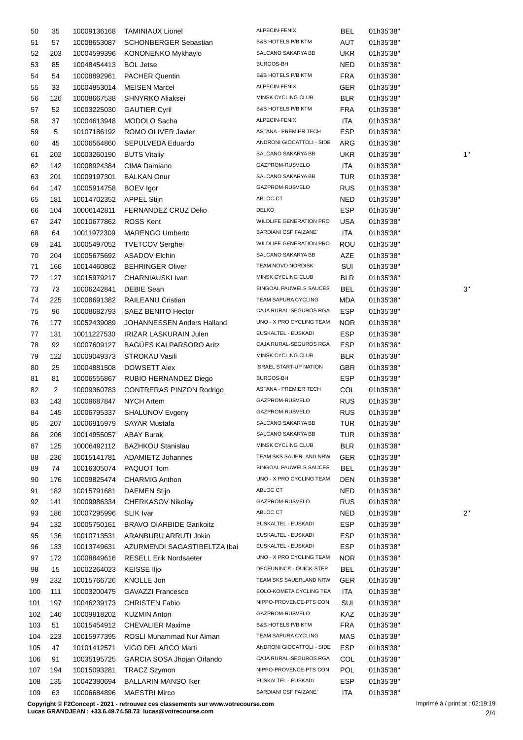| | | | | | | | |
|---|---|---|---|---|---|---|---|
| 50 | 35 | 10009136168 | TAMINIAUX Lionel | ALPECIN-FENIX | BEL | 01h35'38'' | |
| 51 | 57 | 10008653087 | SCHONBERGER Sebastian | B&B HOTELS P/B KTM | AUT | 01h35'38'' | |
| 52 | 203 | 10004599396 | KONONENKO Mykhaylo | SALCANO SAKARYA BB | UKR | 01h35'38'' | |
| 53 | 85 | 10048454413 | BOL Jetse | BURGOS-BH | NED | 01h35'38'' | |
| 54 | 54 | 10008892961 | PACHER Quentin | B&B HOTELS P/B KTM | FRA | 01h35'38'' | |
| 55 | 33 | 10004853014 | MEISEN Marcel | ALPECIN-FENIX | GER | 01h35'38'' | |
| 56 | 126 | 10008667538 | SHNYRKO Aliaksei | MINSK CYCLING CLUB | BLR | 01h35'38'' | |
| 57 | 52 | 10003225030 | GAUTIER Cyril | B&B HOTELS P/B KTM | FRA | 01h35'38'' | |
| 58 | 37 | 10004613948 | MODOLO Sacha | ALPECIN-FENIX | ITA | 01h35'38'' | |
| 59 | 5 | 10107186192 | ROMO OLIVER Javier | ASTANA - PREMIER TECH | ESP | 01h35'38'' | |
| 60 | 45 | 10006564860 | SEPULVEDA Eduardo | ANDRONI GIOCATTOLI - SIDE | ARG | 01h35'38'' | |
| 61 | 202 | 10003260190 | BUTS Vitaliy | SALCANO SAKARYA BB | UKR | 01h35'38'' | 1'' |
| 62 | 142 | 10008924384 | CIMA Damiano | GAZPROM-RUSVELO | ITA | 01h35'38'' | |
| 63 | 201 | 10009197301 | BALKAN Onur | SALCANO SAKARYA BB | TUR | 01h35'38'' | |
| 64 | 147 | 10005914758 | BOEV Igor | GAZPROM-RUSVELO | RUS | 01h35'38'' | |
| 65 | 181 | 10014702352 | APPEL Stijn | ABLOC CT | NED | 01h35'38'' | |
| 66 | 104 | 10006142811 | FERNANDEZ CRUZ Delio | DELKO | ESP | 01h35'38'' | |
| 67 | 247 | 10010677862 | ROSS Kent | WILDLIFE GENERATION PRO | USA | 01h35'38'' | |
| 68 | 64 | 10011972309 | MARENGO Umberto | BARDIANI CSF FAIZANE` | ITA | 01h35'38'' | |
| 69 | 241 | 10005497052 | TVETCOV Serghei | WILDLIFE GENERATION PRO | ROU | 01h35'38'' | |
| 70 | 204 | 10005675692 | ASADOV Elchin | SALCANO SAKARYA BB | AZE | 01h35'38'' | |
| 71 | 166 | 10014460862 | BEHRINGER Oliver | TEAM NOVO NORDISK | SUI | 01h35'38'' | |
| 72 | 127 | 10015979217 | CHARNIAUSKI Ivan | MINSK CYCLING CLUB | BLR | 01h35'38'' | |
| 73 | 73 | 10006242841 | DEBIE Sean | BINGOAL PAUWELS SAUCES | BEL | 01h35'38'' | 3'' |
| 74 | 225 | 10008691382 | RAILEANU Cristian | TEAM SAPURA CYCLING | MDA | 01h35'38'' | |
| 75 | 96 | 10008682793 | SAEZ BENITO Hector | CAJA RURAL-SEGUROS RGA | ESP | 01h35'38'' | |
| 76 | 177 | 10052439089 | JOHANNESSEN Anders Halland | UNO - X PRO CYCLING TEAM | NOR | 01h35'38'' | |
| 77 | 131 | 10011227530 | IRIZAR LASKURAIN Julen | EUSKALTEL - EUSKADI | ESP | 01h35'38'' | |
| 78 | 92 | 10007609127 | BAGÜES KALPARSORO Aritz | CAJA RURAL-SEGUROS RGA | ESP | 01h35'38'' | |
| 79 | 122 | 10009049373 | STROKAU Vasili | MINSK CYCLING CLUB | BLR | 01h35'38'' | |
| 80 | 25 | 10004881508 | DOWSETT Alex | ISRAEL START-UP NATION | GBR | 01h35'38'' | |
| 81 | 81 | 10006555867 | RUBIO HERNANDEZ Diego | BURGOS-BH | ESP | 01h35'38'' | |
| 82 | 2 | 10009360783 | CONTRERAS PINZON Rodrigo | ASTANA - PREMIER TECH | COL | 01h35'38'' | |
| 83 | 143 | 10008687847 | NYCH Artem | GAZPROM-RUSVELO | RUS | 01h35'38'' | |
| 84 | 145 | 10006795337 | SHALUNOV Evgeny | GAZPROM-RUSVELO | RUS | 01h35'38'' | |
| 85 | 207 | 10006915979 | SAYAR Mustafa | SALCANO SAKARYA BB | TUR | 01h35'38'' | |
| 86 | 206 | 10014955057 | ABAY Burak | SALCANO SAKARYA BB | TUR | 01h35'38'' | |
| 87 | 125 | 10006492112 | BAZHKOU Stanislau | MINSK CYCLING CLUB | BLR | 01h35'38'' | |
| 88 | 236 | 10015141781 | ADAMIETZ Johannes | TEAM SKS SAUERLAND NRW | GER | 01h35'38'' | |
| 89 | 74 | 10016305074 | PAQUOT Tom | BINGOAL PAUWELS SAUCES | BEL | 01h35'38'' | |
| 90 | 176 | 10009825474 | CHARMIG Anthon | UNO - X PRO CYCLING TEAM | DEN | 01h35'38'' | |
| 91 | 182 | 10015791681 | DAEMEN Stijn | ABLOC CT | NED | 01h35'38'' | |
| 92 | 141 | 10009986334 | CHERKASOV Nikolay | GAZPROM-RUSVELO | RUS | 01h35'38'' | |
| 93 | 186 | 10007295996 | SLIK Ivar | ABLOC CT | NED | 01h35'38'' | 2'' |
| 94 | 132 | 10005750161 | BRAVO OIARBIDE Garikoitz | EUSKALTEL - EUSKADI | ESP | 01h35'38'' | |
| 95 | 136 | 10010713531 | ARANBURU ARRUTI Jokin | EUSKALTEL - EUSKADI | ESP | 01h35'38'' | |
| 96 | 133 | 10013749631 | AZURMENDI SAGASTIBELTZA Ibai | EUSKALTEL - EUSKADI | ESP | 01h35'38'' | |
| 97 | 172 | 10008849616 | RESELL Erik Nordsaeter | UNO - X PRO CYCLING TEAM | NOR | 01h35'38'' | |
| 98 | 15 | 10002264023 | KEISSE Iljo | DECEUNINCK - QUICK-STEP | BEL | 01h35'38'' | |
| 99 | 232 | 10015766726 | KNOLLE Jon | TEAM SKS SAUERLAND NRW | GER | 01h35'38'' | |
| 100 | 111 | 10003200475 | GAVAZZI Francesco | EOLO-KOMETA CYCLING TEA | ITA | 01h35'38'' | |
| 101 | 197 | 10046239173 | CHRISTEN Fabio | NIPPO-PROVENCE-PTS CON | SUI | 01h35'38'' | |
| 102 | 146 | 10009818202 | KUZMIN Anton | GAZPROM-RUSVELO | KAZ | 01h35'38'' | |
| 103 | 51 | 10015454912 | CHEVALIER Maxime | B&B HOTELS P/B KTM | FRA | 01h35'38'' | |
| 104 | 223 | 10015977395 | ROSLI Muhammad Nur Aiman | TEAM SAPURA CYCLING | MAS | 01h35'38'' | |
| 105 | 47 | 10101412571 | VIGO DEL ARCO Marti | ANDRONI GIOCATTOLI - SIDE | ESP | 01h35'38'' | |
| 106 | 91 | 10035195725 | GARCIA SOSA Jhojan Orlando | CAJA RURAL-SEGUROS RGA | COL | 01h35'38'' | |
| 107 | 194 | 10015093281 | TRACZ Szymon | NIPPO-PROVENCE-PTS CON | POL | 01h35'38'' | |
| 108 | 135 | 10042380694 | BALLARIN MANSO Iker | EUSKALTEL - EUSKADI | ESP | 01h35'38'' | |
| 109 | 63 | 10006684896 | MAESTRI Mirco | BARDIANI CSF FAIZANE` | ITA | 01h35'38'' | |

**Copyright © F2Concept - 2021 - retrouvez ces classements sur www.votrecourse.com**
**Lucas GRANDJEAN : +33.6.49.74.58.73 lucas@votrecourse.com**

Imprimé à / print at : 02:19:19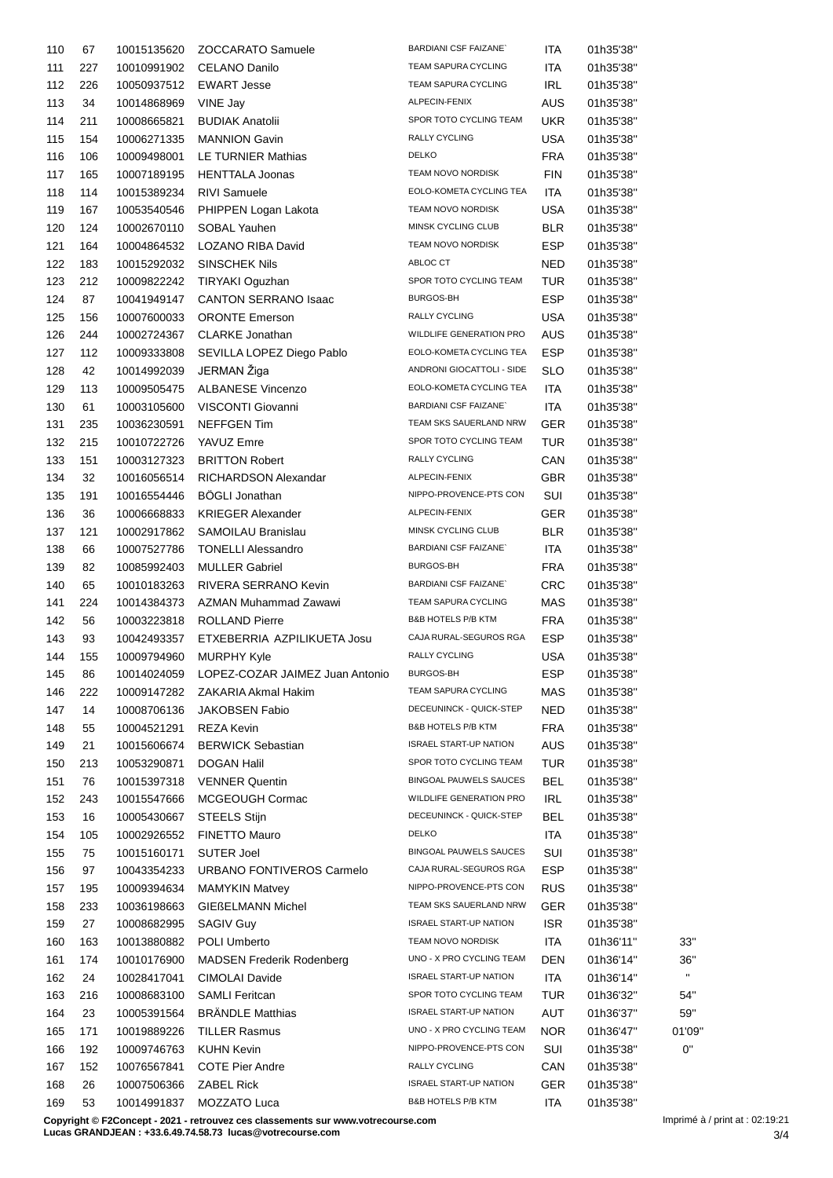| | | | | | | | |
|---|---|---|---|---|---|---|---|
| 110 | 67 | 10015135620 | ZOCCARATO Samuele | BARDIANI CSF FAIZANE` | ITA | 01h35'38'' | |
| 111 | 227 | 10010991902 | CELANO Danilo | TEAM SAPURA CYCLING | ITA | 01h35'38'' | |
| 112 | 226 | 10050937512 | EWART Jesse | TEAM SAPURA CYCLING | IRL | 01h35'38'' | |
| 113 | 34 | 10014868969 | VINE Jay | ALPECIN-FENIX | AUS | 01h35'38'' | |
| 114 | 211 | 10008665821 | BUDIAK Anatolii | SPOR TOTO CYCLING TEAM | UKR | 01h35'38'' | |
| 115 | 154 | 10006271335 | MANNION Gavin | RALLY CYCLING | USA | 01h35'38'' | |
| 116 | 106 | 10009498001 | LE TURNIER Mathias | DELKO | FRA | 01h35'38'' | |
| 117 | 165 | 10007189195 | HENTTALA Joonas | TEAM NOVO NORDISK | FIN | 01h35'38'' | |
| 118 | 114 | 10015389234 | RIVI Samuele | EOLO-KOMETA CYCLING TEA | ITA | 01h35'38'' | |
| 119 | 167 | 10053540546 | PHIPPEN Logan Lakota | TEAM NOVO NORDISK | USA | 01h35'38'' | |
| 120 | 124 | 10002670110 | SOBAL Yauhen | MINSK CYCLING CLUB | BLR | 01h35'38'' | |
| 121 | 164 | 10004864532 | LOZANO RIBA David | TEAM NOVO NORDISK | ESP | 01h35'38'' | |
| 122 | 183 | 10015292032 | SINSCHEK Nils | ABLOC CT | NED | 01h35'38'' | |
| 123 | 212 | 10009822242 | TIRYAKI Oguzhan | SPOR TOTO CYCLING TEAM | TUR | 01h35'38'' | |
| 124 | 87 | 10041949147 | CANTON SERRANO Isaac | BURGOS-BH | ESP | 01h35'38'' | |
| 125 | 156 | 10007600033 | ORONTE Emerson | RALLY CYCLING | USA | 01h35'38'' | |
| 126 | 244 | 10002724367 | CLARKE Jonathan | WILDLIFE GENERATION PRO | AUS | 01h35'38'' | |
| 127 | 112 | 10009333808 | SEVILLA LOPEZ Diego Pablo | EOLO-KOMETA CYCLING TEA | ESP | 01h35'38'' | |
| 128 | 42 | 10014992039 | JERMAN Žiga | ANDRONI GIOCATTOLI - SIDE | SLO | 01h35'38'' | |
| 129 | 113 | 10009505475 | ALBANESE Vincenzo | EOLO-KOMETA CYCLING TEA | ITA | 01h35'38'' | |
| 130 | 61 | 10003105600 | VISCONTI Giovanni | BARDIANI CSF FAIZANE` | ITA | 01h35'38'' | |
| 131 | 235 | 10036230591 | NEFFGEN Tim | TEAM SKS SAUERLAND NRW | GER | 01h35'38'' | |
| 132 | 215 | 10010722726 | YAVUZ Emre | SPOR TOTO CYCLING TEAM | TUR | 01h35'38'' | |
| 133 | 151 | 10003127323 | BRITTON Robert | RALLY CYCLING | CAN | 01h35'38'' | |
| 134 | 32 | 10016056514 | RICHARDSON Alexandar | ALPECIN-FENIX | GBR | 01h35'38'' | |
| 135 | 191 | 10016554446 | BÖGLI Jonathan | NIPPO-PROVENCE-PTS CON | SUI | 01h35'38'' | |
| 136 | 36 | 10006668833 | KRIEGER Alexander | ALPECIN-FENIX | GER | 01h35'38'' | |
| 137 | 121 | 10002917862 | SAMOILAU Branislau | MINSK CYCLING CLUB | BLR | 01h35'38'' | |
| 138 | 66 | 10007527786 | TONELLI Alessandro | BARDIANI CSF FAIZANE` | ITA | 01h35'38'' | |
| 139 | 82 | 10085992403 | MULLER Gabriel | BURGOS-BH | FRA | 01h35'38'' | |
| 140 | 65 | 10010183263 | RIVERA SERRANO Kevin | BARDIANI CSF FAIZANE` | CRC | 01h35'38'' | |
| 141 | 224 | 10014384373 | AZMAN Muhammad Zawawi | TEAM SAPURA CYCLING | MAS | 01h35'38'' | |
| 142 | 56 | 10003223818 | ROLLAND Pierre | B&B HOTELS P/B KTM | FRA | 01h35'38'' | |
| 143 | 93 | 10042493357 | ETXEBERRIA AZPILIKUETA Josu | CAJA RURAL-SEGUROS RGA | ESP | 01h35'38'' | |
| 144 | 155 | 10009794960 | MURPHY Kyle | RALLY CYCLING | USA | 01h35'38'' | |
| 145 | 86 | 10014024059 | LOPEZ-COZAR JAIMEZ Juan Antonio | BURGOS-BH | ESP | 01h35'38'' | |
| 146 | 222 | 10009147282 | ZAKARIA Akmal Hakim | TEAM SAPURA CYCLING | MAS | 01h35'38'' | |
| 147 | 14 | 10008706136 | JAKOBSEN Fabio | DECEUNINCK - QUICK-STEP | NED | 01h35'38'' | |
| 148 | 55 | 10004521291 | REZA Kevin | B&B HOTELS P/B KTM | FRA | 01h35'38'' | |
| 149 | 21 | 10015606674 | BERWICK Sebastian | ISRAEL START-UP NATION | AUS | 01h35'38'' | |
| 150 | 213 | 10053290871 | DOGAN Halil | SPOR TOTO CYCLING TEAM | TUR | 01h35'38'' | |
| 151 | 76 | 10015397318 | VENNER Quentin | BINGOAL PAUWELS SAUCES | BEL | 01h35'38'' | |
| 152 | 243 | 10015547666 | MCGEOUGH Cormac | WILDLIFE GENERATION PRO | IRL | 01h35'38'' | |
| 153 | 16 | 10005430667 | STEELS Stijn | DECEUNINCK - QUICK-STEP | BEL | 01h35'38'' | |
| 154 | 105 | 10002926552 | FINETTO Mauro | DELKO | ITA | 01h35'38'' | |
| 155 | 75 | 10015160171 | SUTER Joel | BINGOAL PAUWELS SAUCES | SUI | 01h35'38'' | |
| 156 | 97 | 10043354233 | URBANO FONTIVEROS Carmelo | CAJA RURAL-SEGUROS RGA | ESP | 01h35'38'' | |
| 157 | 195 | 10009394634 | MAMYKIN Matvey | NIPPO-PROVENCE-PTS CON | RUS | 01h35'38'' | |
| 158 | 233 | 10036198663 | GIEßELMANN Michel | TEAM SKS SAUERLAND NRW | GER | 01h35'38'' | |
| 159 | 27 | 10008682995 | SAGIV Guy | ISRAEL START-UP NATION | ISR | 01h35'38'' | |
| 160 | 163 | 10013880882 | POLI Umberto | TEAM NOVO NORDISK | ITA | 01h36'11'' | 33'' |
| 161 | 174 | 10010176900 | MADSEN Frederik Rodenberg | UNO - X PRO CYCLING TEAM | DEN | 01h36'14'' | 36'' |
| 162 | 24 | 10028417041 | CIMOLAI Davide | ISRAEL START-UP NATION | ITA | 01h36'14'' | '' |
| 163 | 216 | 10008683100 | SAMLI Feritcan | SPOR TOTO CYCLING TEAM | TUR | 01h36'32'' | 54'' |
| 164 | 23 | 10005391564 | BRÄNDLE Matthias | ISRAEL START-UP NATION | AUT | 01h36'37'' | 59'' |
| 165 | 171 | 10019889226 | TILLER Rasmus | UNO - X PRO CYCLING TEAM | NOR | 01h36'47'' | 01'09'' |
| 166 | 192 | 10009746763 | KUHN Kevin | NIPPO-PROVENCE-PTS CON | SUI | 01h35'38'' | 0'' |
| 167 | 152 | 10076567841 | COTE Pier Andre | RALLY CYCLING | CAN | 01h35'38'' | |
| 168 | 26 | 10007506366 | ZABEL Rick | ISRAEL START-UP NATION | GER | 01h35'38'' | |
| 169 | 53 | 10014991837 | MOZZATO Luca | B&B HOTELS P/B KTM | ITA | 01h35'38'' | |

**Copyright © F2Concept - 2021 - retrouvez ces classements sur www.votrecourse.com**
**Lucas GRANDJEAN : +33.6.49.74.58.73 lucas@votrecourse.com**

Imprimé à / print at : 02:19:21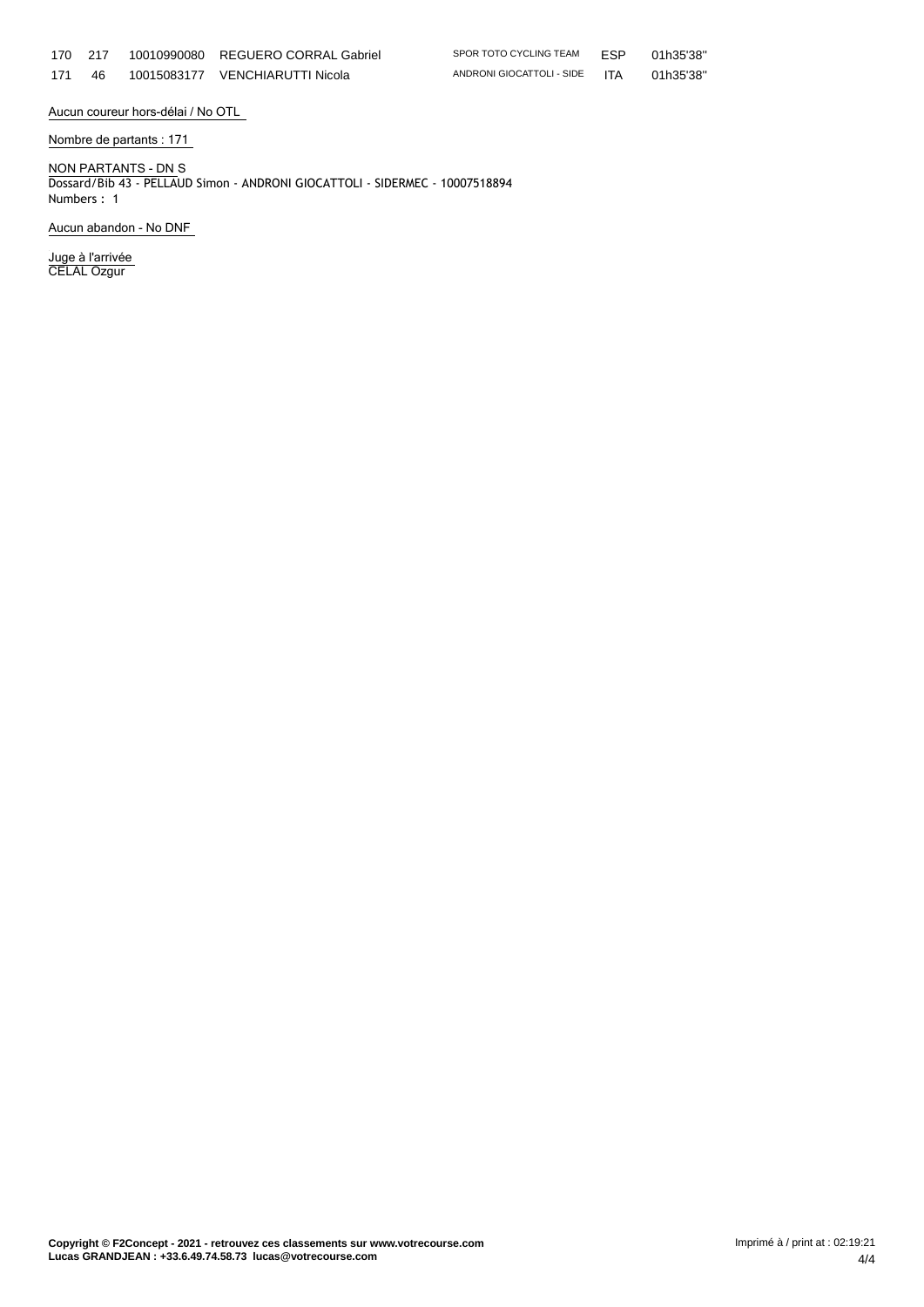| | | | | | | |
|---|---|---|---|---|---|---|
| 170 | 217 | 10010990080 | REGUERO CORRAL Gabriel | SPOR TOTO CYCLING TEAM | ESP | 01h35'38'' |
| 171 | 46 | 10015083177 | VENCHIARUTTI Nicola | ANDRONI GIOCATTOLI - SIDE | ITA | 01h35'38'' |

Aucun coureur hors-délai / No OTL

Nombre de partants : 171

NON PARTANTS - DN S
Dossard/Bib 43 - PELLAUD Simon - ANDRONI GIOCATTOLI - SIDERMEC - 10007518894
Numbers : 1

Aucun abandon - No DNF

Juge à l'arrivée
CELAL Ozgur

**Copyright © F2Concept - 2021 - retrouvez ces classements sur www.votrecourse.com**
**Lucas GRANDJEAN : +33.6.49.74.58.73 lucas@votrecourse.com**

Imprimé à / print at : 02:19:21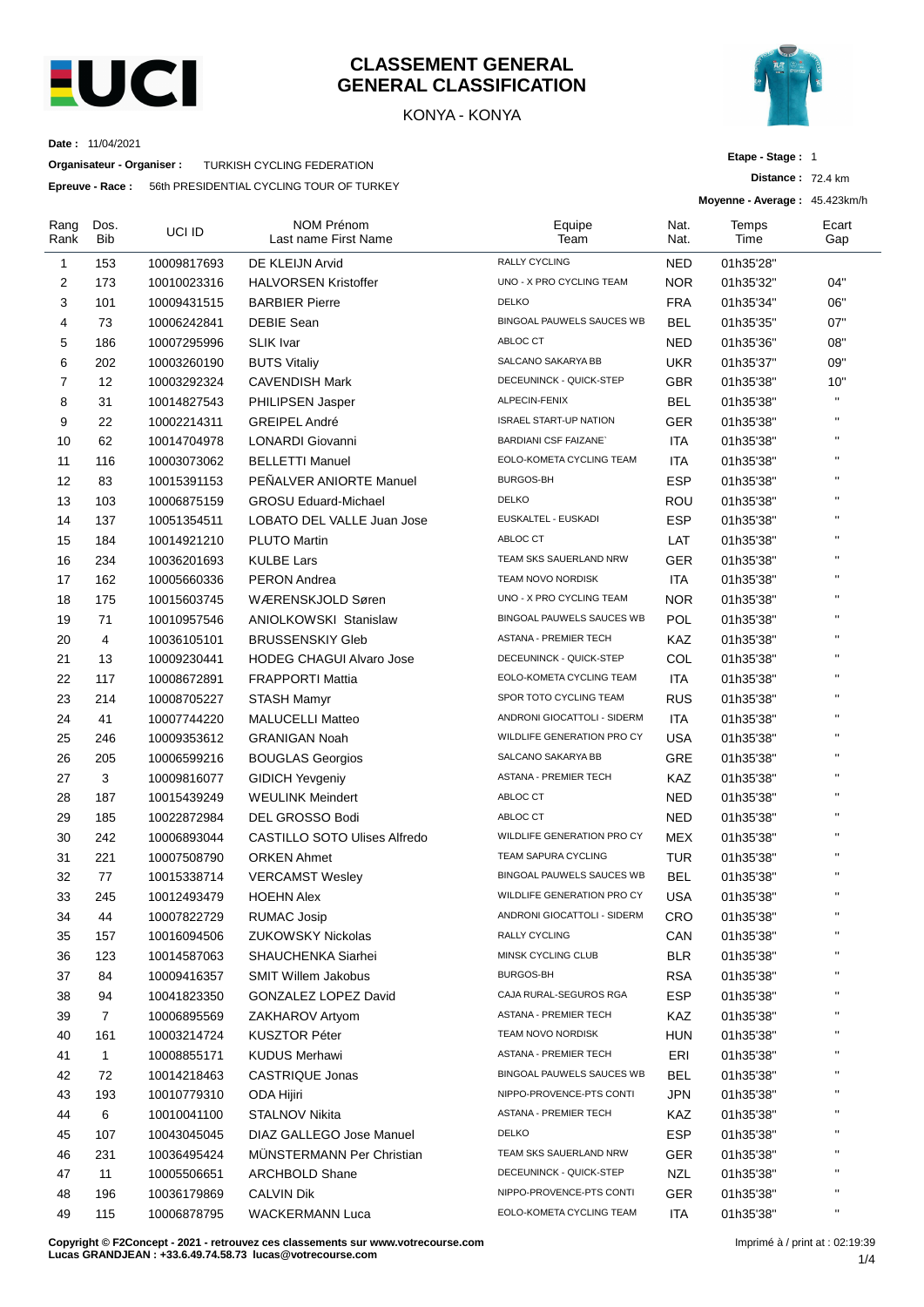# CLASSEMENT GENERAL
# GENERAL CLASSIFICATION

KONYA - KONYA

**Date :** 11/04/2021

**Organisateur - Organiser :** TURKISH CYCLING FEDERATION

**Epreuve - Race :** 56th PRESIDENTIAL CYCLING TOUR OF TURKEY

**Etape - Stage :** 1

**Distance :** 72.4 km

**Moyenne - Average :** 45.423km/h

| Rang Rank | Dos. Bib | UCI ID | NOM Prénom Last name First Name | Equipe Team | Nat. Nat. | Temps Time | Ecart Gap |
|---|---|---|---|---|---|---|---|
| 1 | 153 | 10009817693 | DE KLEIJN Arvid | RALLY CYCLING | NED | 01h35'28'' | |
| 2 | 173 | 10010023316 | HALVORSEN Kristoffer | UNO - X PRO CYCLING TEAM | NOR | 01h35'32'' | 04'' |
| 3 | 101 | 10009431515 | BARBIER Pierre | DELKO | FRA | 01h35'34'' | 06'' |
| 4 | 73 | 10006242841 | DEBIE Sean | BINGOAL PAUWELS SAUCES WB | BEL | 01h35'35'' | 07'' |
| 5 | 186 | 10007295996 | SLIK Ivar | ABLOC CT | NED | 01h35'36'' | 08'' |
| 6 | 202 | 10003260190 | BUTS Vitaliy | SALCANO SAKARYA BB | UKR | 01h35'37'' | 09'' |
| 7 | 12 | 10003292324 | CAVENDISH Mark | DECEUNINCK - QUICK-STEP | GBR | 01h35'38'' | 10'' |
| 8 | 31 | 10014827543 | PHILIPSEN Jasper | ALPECIN-FENIX | BEL | 01h35'38'' | '' |
| 9 | 22 | 10002214311 | GREIPEL André | ISRAEL START-UP NATION | GER | 01h35'38'' | '' |
| 10 | 62 | 10014704978 | LONARDI Giovanni | BARDIANI CSF FAIZANE` | ITA | 01h35'38'' | '' |
| 11 | 116 | 10003073062 | BELLETTI Manuel | EOLO-KOMETA CYCLING TEAM | ITA | 01h35'38'' | '' |
| 12 | 83 | 10015391153 | PEÑALVER ANIORTE Manuel | BURGOS-BH | ESP | 01h35'38'' | '' |
| 13 | 103 | 10006875159 | GROSU Eduard-Michael | DELKO | ROU | 01h35'38'' | '' |
| 14 | 137 | 10051354511 | LOBATO DEL VALLE Juan Jose | EUSKALTEL - EUSKADI | ESP | 01h35'38'' | '' |
| 15 | 184 | 10014921210 | PLUTO Martin | ABLOC CT | LAT | 01h35'38'' | '' |
| 16 | 234 | 10036201693 | KULBE Lars | TEAM SKS SAUERLAND NRW | GER | 01h35'38'' | '' |
| 17 | 162 | 10005660336 | PERON Andrea | TEAM NOVO NORDISK | ITA | 01h35'38'' | '' |
| 18 | 175 | 10015603745 | WÆRENSKJOLD Søren | UNO - X PRO CYCLING TEAM | NOR | 01h35'38'' | '' |
| 19 | 71 | 10010957546 | ANIOLKOWSKI Stanislaw | BINGOAL PAUWELS SAUCES WB | POL | 01h35'38'' | '' |
| 20 | 4 | 10036105101 | BRUSSENSKIY Gleb | ASTANA - PREMIER TECH | KAZ | 01h35'38'' | '' |
| 21 | 13 | 10009230441 | HODEG CHAGUI Alvaro Jose | DECEUNINCK - QUICK-STEP | COL | 01h35'38'' | '' |
| 22 | 117 | 10008672891 | FRAPPORTI Mattia | EOLO-KOMETA CYCLING TEAM | ITA | 01h35'38'' | '' |
| 23 | 214 | 10008705227 | STASH Mamyr | SPOR TOTO CYCLING TEAM | RUS | 01h35'38'' | '' |
| 24 | 41 | 10007744220 | MALUCELLI Matteo | ANDRONI GIOCATTOLI - SIDERM | ITA | 01h35'38'' | '' |
| 25 | 246 | 10009353612 | GRANIGAN Noah | WILDLIFE GENERATION PRO CY | USA | 01h35'38'' | '' |
| 26 | 205 | 10006599216 | BOUGLAS Georgios | SALCANO SAKARYA BB | GRE | 01h35'38'' | '' |
| 27 | 3 | 10009816077 | GIDICH Yevgeniy | ASTANA - PREMIER TECH | KAZ | 01h35'38'' | '' |
| 28 | 187 | 10015439249 | WEULINK Meindert | ABLOC CT | NED | 01h35'38'' | '' |
| 29 | 185 | 10022872984 | DEL GROSSO Bodi | ABLOC CT | NED | 01h35'38'' | '' |
| 30 | 242 | 10006893044 | CASTILLO SOTO Ulises Alfredo | WILDLIFE GENERATION PRO CY | MEX | 01h35'38'' | '' |
| 31 | 221 | 10007508790 | ORKEN Ahmet | TEAM SAPURA CYCLING | TUR | 01h35'38'' | '' |
| 32 | 77 | 10015338714 | VERCAMST Wesley | BINGOAL PAUWELS SAUCES WB | BEL | 01h35'38'' | '' |
| 33 | 245 | 10012493479 | HOEHN Alex | WILDLIFE GENERATION PRO CY | USA | 01h35'38'' | '' |
| 34 | 44 | 10007822729 | RUMAC Josip | ANDRONI GIOCATTOLI - SIDERM | CRO | 01h35'38'' | '' |
| 35 | 157 | 10016094506 | ZUKOWSKY Nickolas | RALLY CYCLING | CAN | 01h35'38'' | '' |
| 36 | 123 | 10014587063 | SHAUCHENKA Siarhei | MINSK CYCLING CLUB | BLR | 01h35'38'' | '' |
| 37 | 84 | 10009416357 | SMIT Willem Jakobus | BURGOS-BH | RSA | 01h35'38'' | '' |
| 38 | 94 | 10041823350 | GONZALEZ LOPEZ David | CAJA RURAL-SEGUROS RGA | ESP | 01h35'38'' | '' |
| 39 | 7 | 10006895569 | ZAKHAROV Artyom | ASTANA - PREMIER TECH | KAZ | 01h35'38'' | '' |
| 40 | 161 | 10003214724 | KUSZTOR Péter | TEAM NOVO NORDISK | HUN | 01h35'38'' | '' |
| 41 | 1 | 10008855171 | KUDUS Merhawi | ASTANA - PREMIER TECH | ERI | 01h35'38'' | '' |
| 42 | 72 | 10014218463 | CASTRIQUE Jonas | BINGOAL PAUWELS SAUCES WB | BEL | 01h35'38'' | '' |
| 43 | 193 | 10010779310 | ODA Hijiri | NIPPO-PROVENCE-PTS CONTI | JPN | 01h35'38'' | '' |
| 44 | 6 | 10010041100 | STALNOV Nikita | ASTANA - PREMIER TECH | KAZ | 01h35'38'' | '' |
| 45 | 107 | 10043045045 | DIAZ GALLEGO Jose Manuel | DELKO | ESP | 01h35'38'' | '' |
| 46 | 231 | 10036495424 | MÜNSTERMANN Per Christian | TEAM SKS SAUERLAND NRW | GER | 01h35'38'' | '' |
| 47 | 11 | 10005506651 | ARCHBOLD Shane | DECEUNINCK - QUICK-STEP | NZL | 01h35'38'' | '' |
| 48 | 196 | 10036179869 | CALVIN Dik | NIPPO-PROVENCE-PTS CONTI | GER | 01h35'38'' | '' |
| 49 | 115 | 10006878795 | WACKERMANN Luca | EOLO-KOMETA CYCLING TEAM | ITA | 01h35'38'' | '' |

**Copyright © F2Concept - 2021 - retrouvez ces classements sur www.votrecourse.com**
**Lucas GRANDJEAN : +33.6.49.74.58.73 lucas@votrecourse.com**

Imprimé à / print at : 02:19:39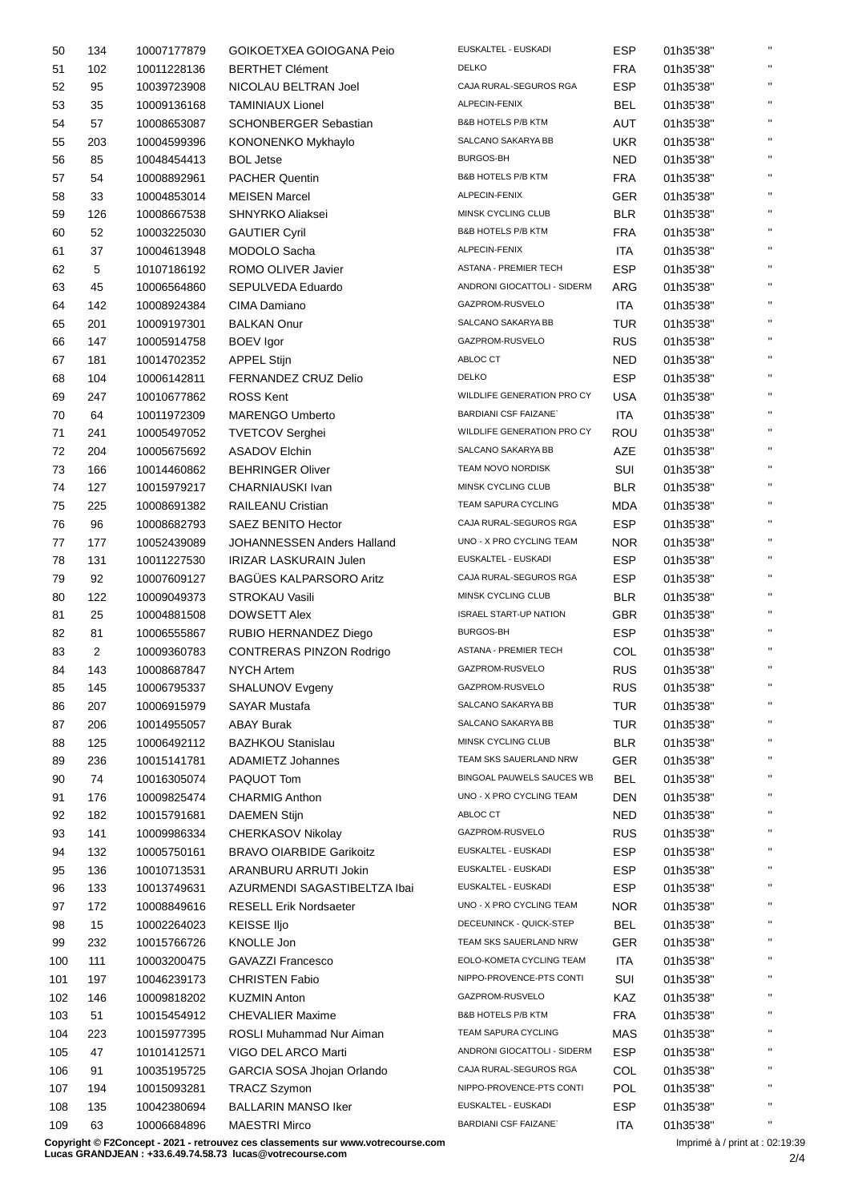| 50 | 134 | 10007177879 | GOIKOETXEA GOIOGANA Peio | EUSKALTEL - EUSKADI | ESP | 01h35'38" | " |
|---|---|---|---|---|---|---|---|
| 51 | 102 | 10011228136 | BERTHET Clément | DELKO | FRA | 01h35'38" | " |
| 52 | 95 | 10039723908 | NICOLAU BELTRAN Joel | CAJA RURAL-SEGUROS RGA | ESP | 01h35'38" | " |
| 53 | 35 | 10009136168 | TAMINIAUX Lionel | ALPECIN-FENIX | BEL | 01h35'38" | " |
| 54 | 57 | 10008653087 | SCHONBERGER Sebastian | B&B HOTELS P/B KTM | AUT | 01h35'38" | " |
| 55 | 203 | 10004599396 | KONONENKO Mykhaylo | SALCANO SAKARYA BB | UKR | 01h35'38" | " |
| 56 | 85 | 10048454413 | BOL Jetse | BURGOS-BH | NED | 01h35'38" | " |
| 57 | 54 | 10008892961 | PACHER Quentin | B&B HOTELS P/B KTM | FRA | 01h35'38" | " |
| 58 | 33 | 10004853014 | MEISEN Marcel | ALPECIN-FENIX | GER | 01h35'38" | " |
| 59 | 126 | 10008667538 | SHNYRKO Aliaksei | MINSK CYCLING CLUB | BLR | 01h35'38" | " |
| 60 | 52 | 10003225030 | GAUTIER Cyril | B&B HOTELS P/B KTM | FRA | 01h35'38" | " |
| 61 | 37 | 10004613948 | MODOLO Sacha | ALPECIN-FENIX | ITA | 01h35'38" | " |
| 62 | 5 | 10107186192 | ROMO OLIVER Javier | ASTANA - PREMIER TECH | ESP | 01h35'38" | " |
| 63 | 45 | 10006564860 | SEPULVEDA Eduardo | ANDRONI GIOCATTOLI - SIDERM | ARG | 01h35'38" | " |
| 64 | 142 | 10008924384 | CIMA Damiano | GAZPROM-RUSVELO | ITA | 01h35'38" | " |
| 65 | 201 | 10009197301 | BALKAN Onur | SALCANO SAKARYA BB | TUR | 01h35'38" | " |
| 66 | 147 | 10005914758 | BOEV Igor | GAZPROM-RUSVELO | RUS | 01h35'38" | " |
| 67 | 181 | 10014702352 | APPEL Stijn | ABLOC CT | NED | 01h35'38" | " |
| 68 | 104 | 10006142811 | FERNANDEZ CRUZ Delio | DELKO | ESP | 01h35'38" | " |
| 69 | 247 | 10010677862 | ROSS Kent | WILDLIFE GENERATION PRO CY | USA | 01h35'38" | " |
| 70 | 64 | 10011972309 | MARENGO Umberto | BARDIANI CSF FAIZANE` | ITA | 01h35'38" | " |
| 71 | 241 | 10005497052 | TVETCOV Serghei | WILDLIFE GENERATION PRO CY | ROU | 01h35'38" | " |
| 72 | 204 | 10005675692 | ASADOV Elchin | SALCANO SAKARYA BB | AZE | 01h35'38" | " |
| 73 | 166 | 10014460862 | BEHRINGER Oliver | TEAM NOVO NORDISK | SUI | 01h35'38" | " |
| 74 | 127 | 10015979217 | CHARNIAUSKI Ivan | MINSK CYCLING CLUB | BLR | 01h35'38" | " |
| 75 | 225 | 10008691382 | RAILEANU Cristian | TEAM SAPURA CYCLING | MDA | 01h35'38" | " |
| 76 | 96 | 10008682793 | SAEZ BENITO Hector | CAJA RURAL-SEGUROS RGA | ESP | 01h35'38" | " |
| 77 | 177 | 10052439089 | JOHANNESSEN Anders Halland | UNO - X PRO CYCLING TEAM | NOR | 01h35'38" | " |
| 78 | 131 | 10011227530 | IRIZAR LASKURAIN Julen | EUSKALTEL - EUSKADI | ESP | 01h35'38" | " |
| 79 | 92 | 10007609127 | BAGÜES KALPARSORO Aritz | CAJA RURAL-SEGUROS RGA | ESP | 01h35'38" | " |
| 80 | 122 | 10009049373 | STROKAU Vasili | MINSK CYCLING CLUB | BLR | 01h35'38" | " |
| 81 | 25 | 10004881508 | DOWSETT Alex | ISRAEL START-UP NATION | GBR | 01h35'38" | " |
| 82 | 81 | 10006555867 | RUBIO HERNANDEZ Diego | BURGOS-BH | ESP | 01h35'38" | " |
| 83 | 2 | 10009360783 | CONTRERAS PINZON Rodrigo | ASTANA - PREMIER TECH | COL | 01h35'38" | " |
| 84 | 143 | 10008687847 | NYCH Artem | GAZPROM-RUSVELO | RUS | 01h35'38" | " |
| 85 | 145 | 10006795337 | SHALUNOV Evgeny | GAZPROM-RUSVELO | RUS | 01h35'38" | " |
| 86 | 207 | 10006915979 | SAYAR Mustafa | SALCANO SAKARYA BB | TUR | 01h35'38" | " |
| 87 | 206 | 10014955057 | ABAY Burak | SALCANO SAKARYA BB | TUR | 01h35'38" | " |
| 88 | 125 | 10006492112 | BAZHKOU Stanislau | MINSK CYCLING CLUB | BLR | 01h35'38" | " |
| 89 | 236 | 10015141781 | ADAMIETZ Johannes | TEAM SKS SAUERLAND NRW | GER | 01h35'38" | " |
| 90 | 74 | 10016305074 | PAQUOT Tom | BINGOAL PAUWELS SAUCES WB | BEL | 01h35'38" | " |
| 91 | 176 | 10009825474 | CHARMIG Anthon | UNO - X PRO CYCLING TEAM | DEN | 01h35'38" | " |
| 92 | 182 | 10015791681 | DAEMEN Stijn | ABLOC CT | NED | 01h35'38" | " |
| 93 | 141 | 10009986334 | CHERKASOV Nikolay | GAZPROM-RUSVELO | RUS | 01h35'38" | " |
| 94 | 132 | 10005750161 | BRAVO OIARBIDE Garikoitz | EUSKALTEL - EUSKADI | ESP | 01h35'38" | " |
| 95 | 136 | 10010713531 | ARANBURU ARRUTI Jokin | EUSKALTEL - EUSKADI | ESP | 01h35'38" | " |
| 96 | 133 | 10013749631 | AZURMENDI SAGASTIBELTZA Ibai | EUSKALTEL - EUSKADI | ESP | 01h35'38" | " |
| 97 | 172 | 10008849616 | RESELL Erik Nordsaeter | UNO - X PRO CYCLING TEAM | NOR | 01h35'38" | " |
| 98 | 15 | 10002264023 | KEISSE Iljo | DECEUNINCK - QUICK-STEP | BEL | 01h35'38" | " |
| 99 | 232 | 10015766726 | KNOLLE Jon | TEAM SKS SAUERLAND NRW | GER | 01h35'38" | " |
| 100 | 111 | 10003200475 | GAVAZZI Francesco | EOLO-KOMETA CYCLING TEAM | ITA | 01h35'38" | " |
| 101 | 197 | 10046239173 | CHRISTEN Fabio | NIPPO-PROVENCE-PTS CONTI | SUI | 01h35'38" | " |
| 102 | 146 | 10009818202 | KUZMIN Anton | GAZPROM-RUSVELO | KAZ | 01h35'38" | " |
| 103 | 51 | 10015454912 | CHEVALIER Maxime | B&B HOTELS P/B KTM | FRA | 01h35'38" | " |
| 104 | 223 | 10015977395 | ROSLI Muhammad Nur Aiman | TEAM SAPURA CYCLING | MAS | 01h35'38" | " |
| 105 | 47 | 10101412571 | VIGO DEL ARCO Marti | ANDRONI GIOCATTOLI - SIDERM | ESP | 01h35'38" | " |
| 106 | 91 | 10035195725 | GARCIA SOSA Jhojan Orlando | CAJA RURAL-SEGUROS RGA | COL | 01h35'38" | " |
| 107 | 194 | 10015093281 | TRACZ Szymon | NIPPO-PROVENCE-PTS CONTI | POL | 01h35'38" | " |
| 108 | 135 | 10042380694 | BALLARIN MANSO Iker | EUSKALTEL - EUSKADI | ESP | 01h35'38" | " |
| 109 | 63 | 10006684896 | MAESTRI Mirco | BARDIANI CSF FAIZANE` | ITA | 01h35'38" | " |

**Copyright © F2Concept - 2021 - retrouvez ces classements sur www.votrecourse.com**
**Lucas GRANDJEAN : +33.6.49.74.58.73 lucas@votrecourse.com**

Imprimé à / print at : 02:19:39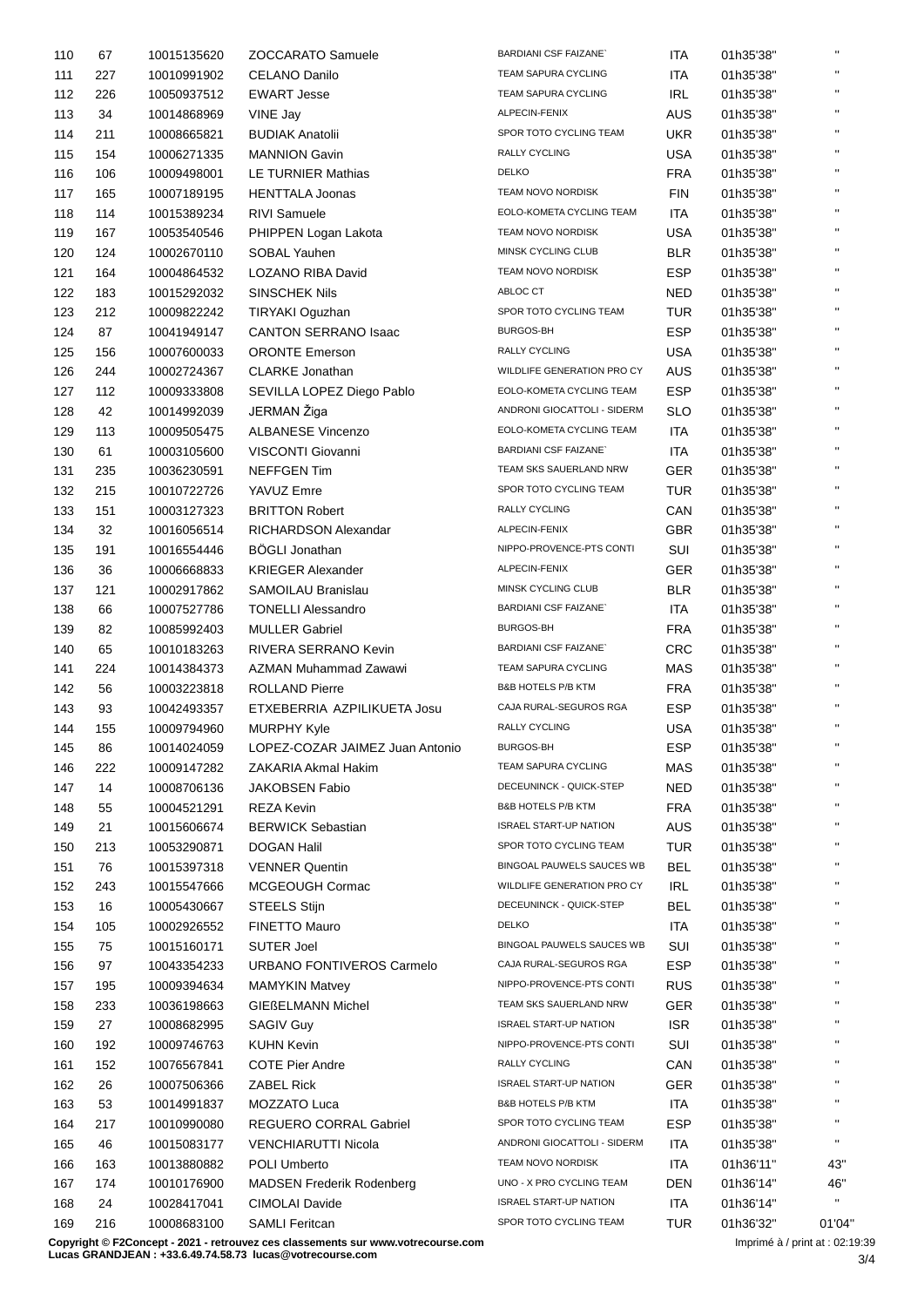| | | | | | | | |
|---|---|---|---|---|---|---|---|
| 110 | 67 | 10015135620 | ZOCCARATO Samuele | BARDIANI CSF FAIZANE` | ITA | 01h35'38" | " |
| 111 | 227 | 10010991902 | CELANO Danilo | TEAM SAPURA CYCLING | ITA | 01h35'38" | " |
| 112 | 226 | 10050937512 | EWART Jesse | TEAM SAPURA CYCLING | IRL | 01h35'38" | " |
| 113 | 34 | 10014868969 | VINE Jay | ALPECIN-FENIX | AUS | 01h35'38" | " |
| 114 | 211 | 10008665821 | BUDIAK Anatolii | SPOR TOTO CYCLING TEAM | UKR | 01h35'38" | " |
| 115 | 154 | 10006271335 | MANNION Gavin | RALLY CYCLING | USA | 01h35'38" | " |
| 116 | 106 | 10009498001 | LE TURNIER Mathias | DELKO | FRA | 01h35'38" | " |
| 117 | 165 | 10007189195 | HENTTALA Joonas | TEAM NOVO NORDISK | FIN | 01h35'38" | " |
| 118 | 114 | 10015389234 | RIVI Samuele | EOLO-KOMETA CYCLING TEAM | ITA | 01h35'38" | " |
| 119 | 167 | 10053540546 | PHIPPEN Logan Lakota | TEAM NOVO NORDISK | USA | 01h35'38" | " |
| 120 | 124 | 10002670110 | SOBAL Yauhen | MINSK CYCLING CLUB | BLR | 01h35'38" | " |
| 121 | 164 | 10004864532 | LOZANO RIBA David | TEAM NOVO NORDISK | ESP | 01h35'38" | " |
| 122 | 183 | 10015292032 | SINSCHEK Nils | ABLOC CT | NED | 01h35'38" | " |
| 123 | 212 | 10009822242 | TIRYAKI Oguzhan | SPOR TOTO CYCLING TEAM | TUR | 01h35'38" | " |
| 124 | 87 | 10041949147 | CANTON SERRANO Isaac | BURGOS-BH | ESP | 01h35'38" | " |
| 125 | 156 | 10007600033 | ORONTE Emerson | RALLY CYCLING | USA | 01h35'38" | " |
| 126 | 244 | 10002724367 | CLARKE Jonathan | WILDLIFE GENERATION PRO CY | AUS | 01h35'38" | " |
| 127 | 112 | 10009333808 | SEVILLA LOPEZ Diego Pablo | EOLO-KOMETA CYCLING TEAM | ESP | 01h35'38" | " |
| 128 | 42 | 10014992039 | JERMAN Žiga | ANDRONI GIOCATTOLI - SIDERM | SLO | 01h35'38" | " |
| 129 | 113 | 10009505475 | ALBANESE Vincenzo | EOLO-KOMETA CYCLING TEAM | ITA | 01h35'38" | " |
| 130 | 61 | 10003105600 | VISCONTI Giovanni | BARDIANI CSF FAIZANE` | ITA | 01h35'38" | " |
| 131 | 235 | 10036230591 | NEFFGEN Tim | TEAM SKS SAUERLAND NRW | GER | 01h35'38" | " |
| 132 | 215 | 10010722726 | YAVUZ Emre | SPOR TOTO CYCLING TEAM | TUR | 01h35'38" | " |
| 133 | 151 | 10003127323 | BRITTON Robert | RALLY CYCLING | CAN | 01h35'38" | " |
| 134 | 32 | 10016056514 | RICHARDSON Alexandar | ALPECIN-FENIX | GBR | 01h35'38" | " |
| 135 | 191 | 10016554446 | BÖGLI Jonathan | NIPPO-PROVENCE-PTS CONTI | SUI | 01h35'38" | " |
| 136 | 36 | 10006668833 | KRIEGER Alexander | ALPECIN-FENIX | GER | 01h35'38" | " |
| 137 | 121 | 10002917862 | SAMOILAU Branislau | MINSK CYCLING CLUB | BLR | 01h35'38" | " |
| 138 | 66 | 10007527786 | TONELLI Alessandro | BARDIANI CSF FAIZANE` | ITA | 01h35'38" | " |
| 139 | 82 | 10085992403 | MULLER Gabriel | BURGOS-BH | FRA | 01h35'38" | " |
| 140 | 65 | 10010183263 | RIVERA SERRANO Kevin | BARDIANI CSF FAIZANE` | CRC | 01h35'38" | " |
| 141 | 224 | 10014384373 | AZMAN Muhammad Zawawi | TEAM SAPURA CYCLING | MAS | 01h35'38" | " |
| 142 | 56 | 10003223818 | ROLLAND Pierre | B&B HOTELS P/B KTM | FRA | 01h35'38" | " |
| 143 | 93 | 10042493357 | ETXEBERRIA AZPILIKUETA Josu | CAJA RURAL-SEGUROS RGA | ESP | 01h35'38" | " |
| 144 | 155 | 10009794960 | MURPHY Kyle | RALLY CYCLING | USA | 01h35'38" | " |
| 145 | 86 | 10014024059 | LOPEZ-COZAR JAIMEZ Juan Antonio | BURGOS-BH | ESP | 01h35'38" | " |
| 146 | 222 | 10009147282 | ZAKARIA Akmal Hakim | TEAM SAPURA CYCLING | MAS | 01h35'38" | " |
| 147 | 14 | 10008706136 | JAKOBSEN Fabio | DECEUNINCK - QUICK-STEP | NED | 01h35'38" | " |
| 148 | 55 | 10004521291 | REZA Kevin | B&B HOTELS P/B KTM | FRA | 01h35'38" | " |
| 149 | 21 | 10015606674 | BERWICK Sebastian | ISRAEL START-UP NATION | AUS | 01h35'38" | " |
| 150 | 213 | 10053290871 | DOGAN Halil | SPOR TOTO CYCLING TEAM | TUR | 01h35'38" | " |
| 151 | 76 | 10015397318 | VENNER Quentin | BINGOAL PAUWELS SAUCES WB | BEL | 01h35'38" | " |
| 152 | 243 | 10015547666 | MCGEOUGH Cormac | WILDLIFE GENERATION PRO CY | IRL | 01h35'38" | " |
| 153 | 16 | 10005430667 | STEELS Stijn | DECEUNINCK - QUICK-STEP | BEL | 01h35'38" | " |
| 154 | 105 | 10002926552 | FINETTO Mauro | DELKO | ITA | 01h35'38" | " |
| 155 | 75 | 10015160171 | SUTER Joel | BINGOAL PAUWELS SAUCES WB | SUI | 01h35'38" | " |
| 156 | 97 | 10043354233 | URBANO FONTIVEROS Carmelo | CAJA RURAL-SEGUROS RGA | ESP | 01h35'38" | " |
| 157 | 195 | 10009394634 | MAMYKIN Matvey | NIPPO-PROVENCE-PTS CONTI | RUS | 01h35'38" | " |
| 158 | 233 | 10036198663 | GIEßELMANN Michel | TEAM SKS SAUERLAND NRW | GER | 01h35'38" | " |
| 159 | 27 | 10008682995 | SAGIV Guy | ISRAEL START-UP NATION | ISR | 01h35'38" | " |
| 160 | 192 | 10009746763 | KUHN Kevin | NIPPO-PROVENCE-PTS CONTI | SUI | 01h35'38" | " |
| 161 | 152 | 10076567841 | COTE Pier Andre | RALLY CYCLING | CAN | 01h35'38" | " |
| 162 | 26 | 10007506366 | ZABEL Rick | ISRAEL START-UP NATION | GER | 01h35'38" | " |
| 163 | 53 | 10014991837 | MOZZATO Luca | B&B HOTELS P/B KTM | ITA | 01h35'38" | " |
| 164 | 217 | 10010990080 | REGUERO CORRAL Gabriel | SPOR TOTO CYCLING TEAM | ESP | 01h35'38" | " |
| 165 | 46 | 10015083177 | VENCHIARUTTI Nicola | ANDRONI GIOCATTOLI - SIDERM | ITA | 01h35'38" | " |
| 166 | 163 | 10013880882 | POLI Umberto | TEAM NOVO NORDISK | ITA | 01h36'11" | 43" |
| 167 | 174 | 10010176900 | MADSEN Frederik Rodenberg | UNO - X PRO CYCLING TEAM | DEN | 01h36'14" | 46" |
| 168 | 24 | 10028417041 | CIMOLAI Davide | ISRAEL START-UP NATION | ITA | 01h36'14" | " |
| 169 | 216 | 10008683100 | SAMLI Feritcan | SPOR TOTO CYCLING TEAM | TUR | 01h36'32" | 01'04" |

**Copyright © F2Concept - 2021 - retrouvez ces classements sur www.votrecourse.com**
**Lucas GRANDJEAN : +33.6.49.74.58.73 lucas@votrecourse.com**

Imprimé à / print at : 02:19:39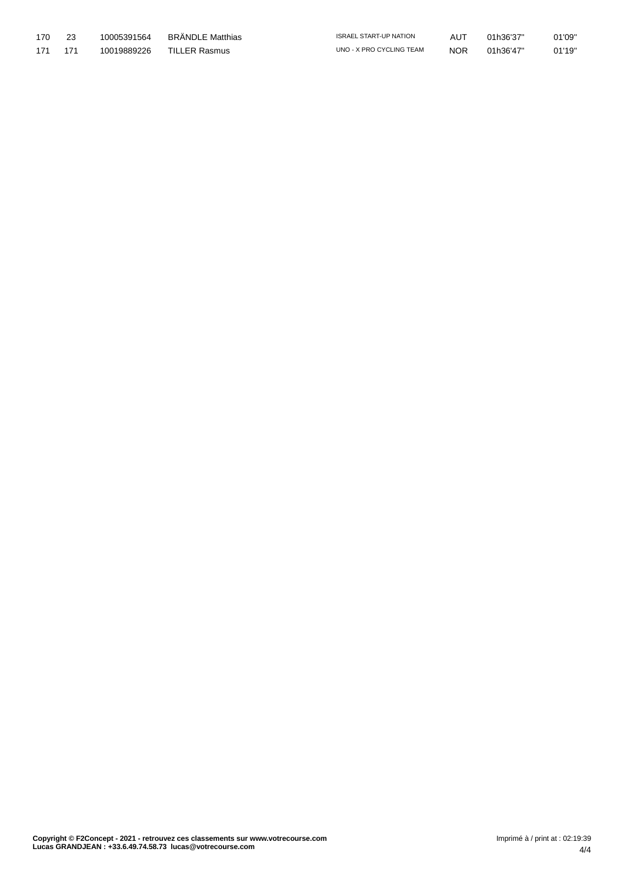| | | | | | | | |
|---|---|---|---|---|---|---|---|
| 170 | 23 | 10005391564 | BRÄNDLE Matthias | ISRAEL START-UP NATION | AUT | 01h36'37'' | 01'09'' |
| 171 | 171 | 10019889226 | TILLER Rasmus | UNO - X PRO CYCLING TEAM | NOR | 01h36'47'' | 01'19'' |

**Copyright © F2Concept - 2021 - retrouvez ces classements sur www.votrecourse.com**
**Lucas GRANDJEAN : +33.6.49.74.58.73 lucas@votrecourse.com**

Imprimé à / print at : 02:19:39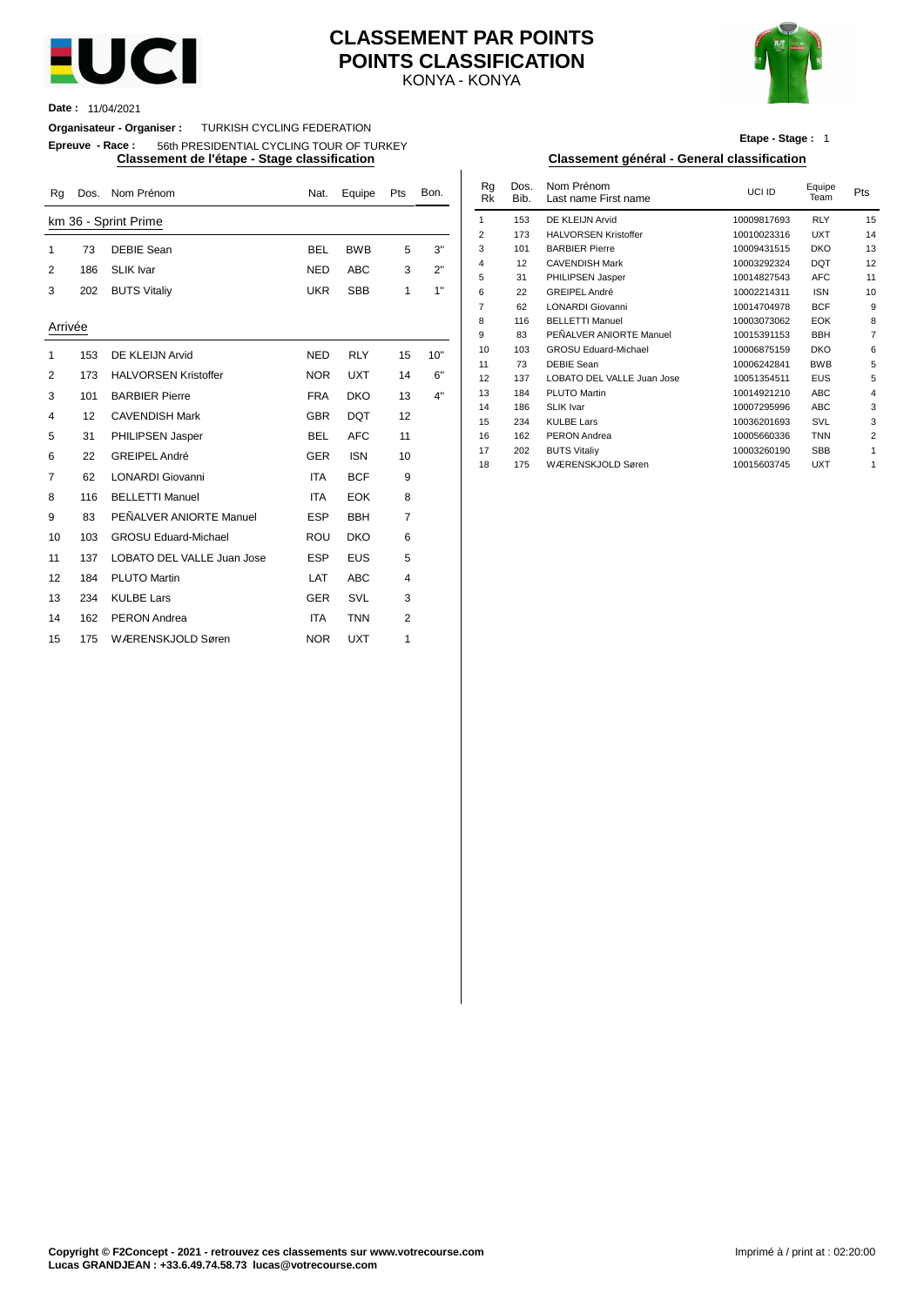# CLASSEMENT PAR POINTS
# POINTS CLASSIFICATION
KONYA - KONYA

**Date :** 11/04/2021

**Organisateur - Organiser :** TURKISH CYCLING FEDERATION

**Epreuve - Race :** 56th PRESIDENTIAL CYCLING TOUR OF TURKEY

**Etape - Stage :** 1

## Classement de l'étape - Stage classification

| Rg | Dos. | Nom Prénom | Nat. | Equipe | Pts | Bon. |
|---|---|---|---|---|---|---|
| **km 36 - Sprint Prime** | | | | | | |
| 1 | 73 | DEBIE Sean | BEL | BWB | 5 | 3'' |
| 2 | 186 | SLIK Ivar | NED | ABC | 3 | 2'' |
| 3 | 202 | BUTS Vitaliy | UKR | SBB | 1 | 1'' |
| **Arrivée** | | | | | | |
| 1 | 153 | DE KLEIJN Arvid | NED | RLY | 15 | 10'' |
| 2 | 173 | HALVORSEN Kristoffer | NOR | UXT | 14 | 6'' |
| 3 | 101 | BARBIER Pierre | FRA | DKO | 13 | 4'' |
| 4 | 12 | CAVENDISH Mark | GBR | DQT | 12 | |
| 5 | 31 | PHILIPSEN Jasper | BEL | AFC | 11 | |
| 6 | 22 | GREIPEL André | GER | ISN | 10 | |
| 7 | 62 | LONARDI Giovanni | ITA | BCF | 9 | |
| 8 | 116 | BELLETTI Manuel | ITA | EOK | 8 | |
| 9 | 83 | PEÑALVER ANIORTE Manuel | ESP | BBH | 7 | |
| 10 | 103 | GROSU Eduard-Michael | ROU | DKO | 6 | |
| 11 | 137 | LOBATO DEL VALLE Juan Jose | ESP | EUS | 5 | |
| 12 | 184 | PLUTO Martin | LAT | ABC | 4 | |
| 13 | 234 | KULBE Lars | GER | SVL | 3 | |
| 14 | 162 | PERON Andrea | ITA | TNN | 2 | |
| 15 | 175 | WÆRENSKJOLD Søren | NOR | UXT | 1 | |

## Classement général - General classification

| Rg Rk | Dos. Bib. | Nom Prénom Last name First name | UCI ID | Equipe Team | Pts |
|---|---|---|---|---|---|
| 1 | 153 | DE KLEIJN Arvid | 10009817693 | RLY | 15 |
| 2 | 173 | HALVORSEN Kristoffer | 10010023316 | UXT | 14 |
| 3 | 101 | BARBIER Pierre | 10009431515 | DKO | 13 |
| 4 | 12 | CAVENDISH Mark | 10003292324 | DQT | 12 |
| 5 | 31 | PHILIPSEN Jasper | 10014827543 | AFC | 11 |
| 6 | 22 | GREIPEL André | 10002214311 | ISN | 10 |
| 7 | 62 | LONARDI Giovanni | 10014704978 | BCF | 9 |
| 8 | 116 | BELLETTI Manuel | 10003073062 | EOK | 8 |
| 9 | 83 | PEÑALVER ANIORTE Manuel | 10015391153 | BBH | 7 |
| 10 | 103 | GROSU Eduard-Michael | 10006875159 | DKO | 6 |
| 11 | 73 | DEBIE Sean | 10006242841 | BWB | 5 |
| 12 | 137 | LOBATO DEL VALLE Juan Jose | 10051354511 | EUS | 5 |
| 13 | 184 | PLUTO Martin | 10014921210 | ABC | 4 |
| 14 | 186 | SLIK Ivar | 10007295996 | ABC | 3 |
| 15 | 234 | KULBE Lars | 10036201693 | SVL | 3 |
| 16 | 162 | PERON Andrea | 10005660336 | TNN | 2 |
| 17 | 202 | BUTS Vitaliy | 10003260190 | SBB | 1 |
| 18 | 175 | WÆRENSKJOLD Søren | 10015603745 | UXT | 1 |

**Copyright © F2Concept - 2021 - retrouvez ces classements sur www.votrecourse.com**
**Lucas GRANDJEAN : +33.6.49.74.58.73 lucas@votrecourse.com**

Imprimé à / print at : 02:20:00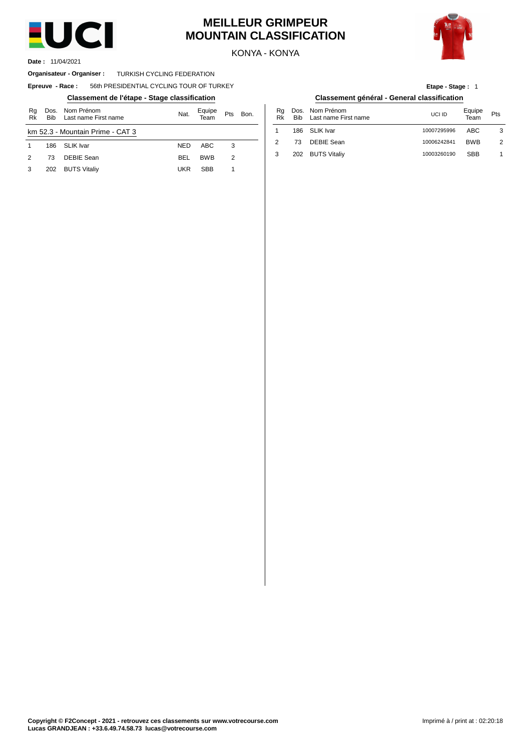# MEILLEUR GRIMPEUR
# MOUNTAIN CLASSIFICATION

KONYA - KONYA

**Date :** 11/04/2021

**Organisateur - Organiser :** TURKISH CYCLING FEDERATION

**Epreuve - Race :** 56th PRESIDENTIAL CYCLING TOUR OF TURKEY

**Etape - Stage :** 1

## Classement de l'étape - Stage classification

| Rg Rk | Dos. Bib | Nom Prénom Last name First name | Nat. | Equipe Team | Pts | Bon. |
|---|---|---|---|---|---|---|
| km 52.3 - Mountain Prime - CAT 3 | | | | | | |
| 1 | 186 | SLIK Ivar | NED | ABC | 3 | |
| 2 | 73 | DEBIE Sean | BEL | BWB | 2 | |
| 3 | 202 | BUTS Vitaliy | UKR | SBB | 1 | |

## Classement général - General classification

| Rg Rk | Dos. Bib | Nom Prénom Last name First name | UCI ID | Equipe Team | Pts |
|---|---|---|---|---|---|
| 1 | 186 | SLIK Ivar | 10007295996 | ABC | 3 |
| 2 | 73 | DEBIE Sean | 10006242841 | BWB | 2 |
| 3 | 202 | BUTS Vitaliy | 10003260190 | SBB | 1 |

**Copyright © F2Concept - 2021 - retrouvez ces classements sur www.votrecourse.com**
**Lucas GRANDJEAN : +33.6.49.74.58.73 lucas@votrecourse.com**

Imprimé à / print at : 02:20:18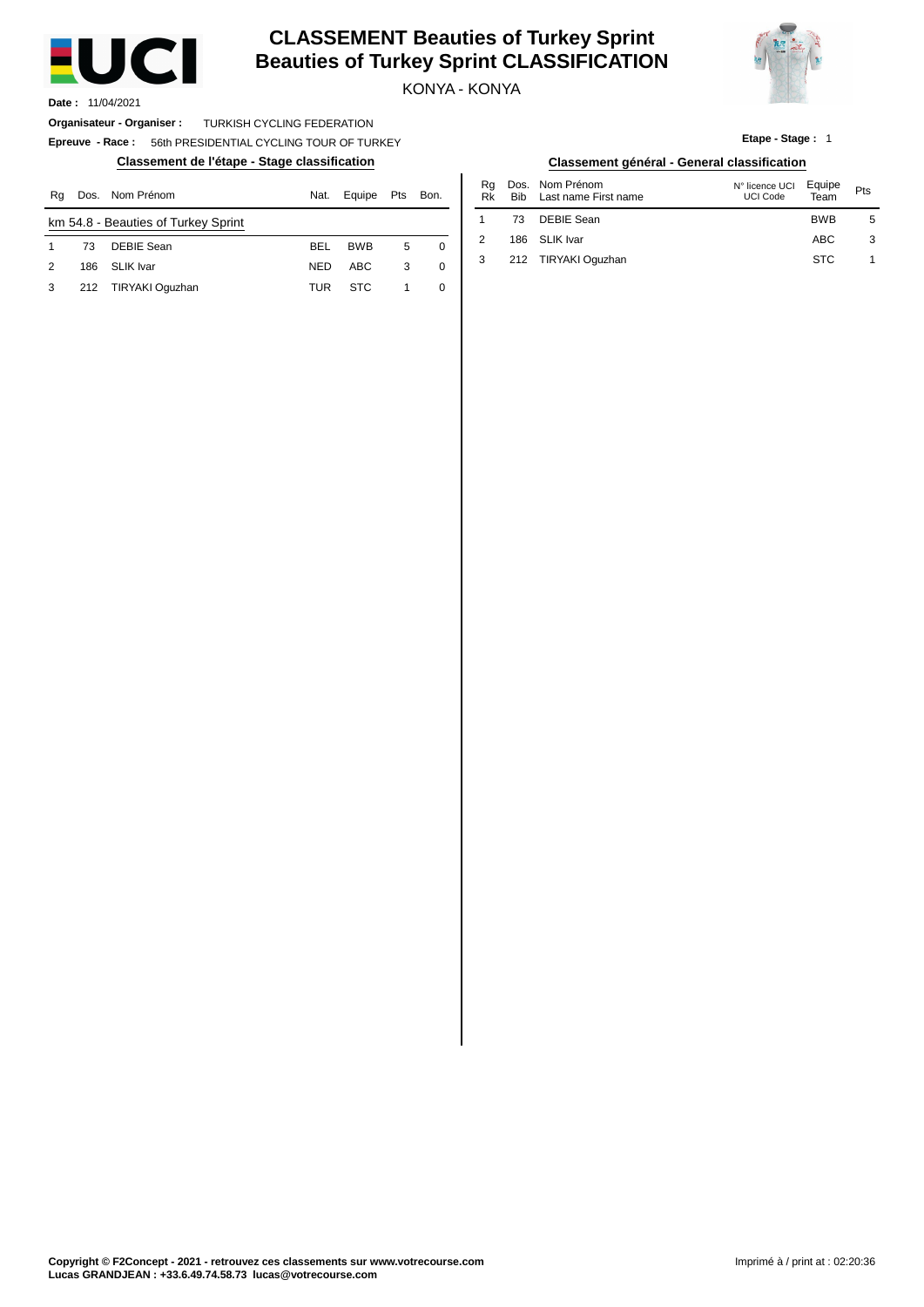# CLASSEMENT Beauties of Turkey Sprint
# Beauties of Turkey Sprint CLASSIFICATION

KONYA - KONYA

**Date :** 11/04/2021

**Organisateur - Organiser :** TURKISH CYCLING FEDERATION

**Epreuve - Race :** 56th PRESIDENTIAL CYCLING TOUR OF TURKEY

**Etape - Stage :** 1

## Classement de l'étape - Stage classification

| Rg | Dos. | Nom Prénom | Nat. | Equipe | Pts | Bon. |
|---|---|---|---|---|---|---|
| km 54.8 - Beauties of Turkey Sprint | | | | | | |
| 1 | 73 | DEBIE Sean | BEL | BWB | 5 | 0 |
| 2 | 186 | SLIK Ivar | NED | ABC | 3 | 0 |
| 3 | 212 | TIRYAKI Oguzhan | TUR | STC | 1 | 0 |

## Classement général - General classification

| Rg Rk | Dos. Bib | Nom Prénom Last name First name | N° licence UCI UCI Code | Equipe Team | Pts |
|---|---|---|---|---|---|
| 1 | 73 | DEBIE Sean | | BWB | 5 |
| 2 | 186 | SLIK Ivar | | ABC | 3 |
| 3 | 212 | TIRYAKI Oguzhan | | STC | 1 |

**Copyright © F2Concept - 2021 - retrouvez ces classements sur www.votrecourse.com**
**Lucas GRANDJEAN : +33.6.49.74.58.73 lucas@votrecourse.com**

Imprimé à / print at : 02:20:36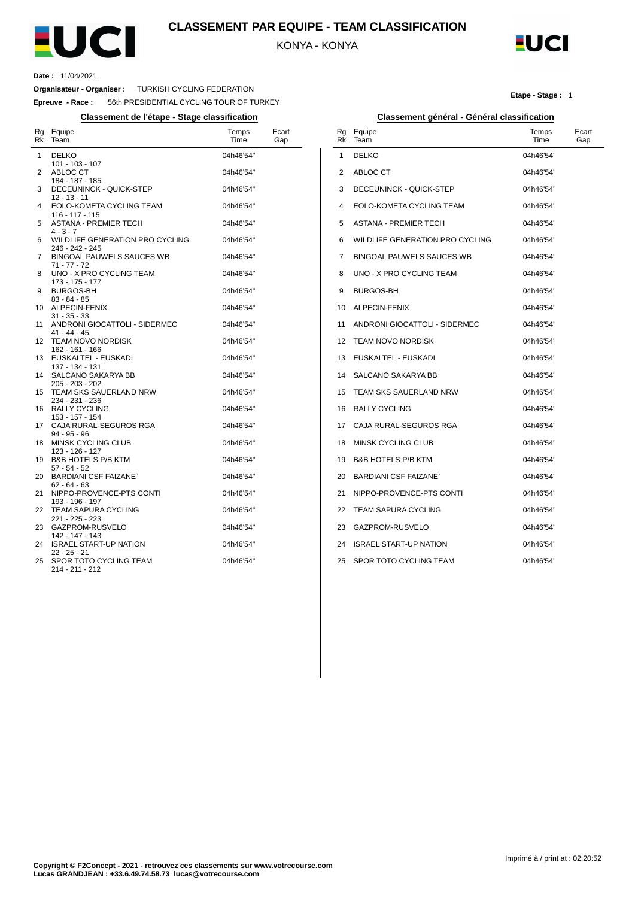# CLASSEMENT PAR EQUIPE - TEAM CLASSIFICATION

KONYA - KONYA

**Date :** 11/04/2021

**Organisateur - Organiser :** TURKISH CYCLING FEDERATION

**Epreuve - Race :** 56th PRESIDENTIAL CYCLING TOUR OF TURKEY

**Etape - Stage :** 1

## Classement de l'étape - Stage classification

| Rg Rk | Equipe Team | Temps Time | Ecart Gap |
|---|---|---|---|
| 1 | DELKO<br>101 - 103 - 107 | 04h46'54'' | |
| 2 | ABLOC CT<br>184 - 187 - 185 | 04h46'54'' | |
| 3 | DECEUNINCK - QUICK-STEP<br>12 - 13 - 11 | 04h46'54'' | |
| 4 | EOLO-KOMETA CYCLING TEAM<br>116 - 117 - 115 | 04h46'54'' | |
| 5 | ASTANA - PREMIER TECH<br>4 - 3 - 7 | 04h46'54'' | |
| 6 | WILDLIFE GENERATION PRO CYCLING<br>246 - 242 - 245 | 04h46'54'' | |
| 7 | BINGOAL PAUWELS SAUCES WB<br>71 - 77 - 72 | 04h46'54'' | |
| 8 | UNO - X PRO CYCLING TEAM<br>173 - 175 - 177 | 04h46'54'' | |
| 9 | BURGOS-BH<br>83 - 84 - 85 | 04h46'54'' | |
| 10 | ALPECIN-FENIX<br>31 - 35 - 33 | 04h46'54'' | |
| 11 | ANDRONI GIOCATTOLI - SIDERMEC<br>41 - 44 - 45 | 04h46'54'' | |
| 12 | TEAM NOVO NORDISK<br>162 - 161 - 166 | 04h46'54'' | |
| 13 | EUSKALTEL - EUSKADI<br>137 - 134 - 131 | 04h46'54'' | |
| 14 | SALCANO SAKARYA BB<br>205 - 203 - 202 | 04h46'54'' | |
| 15 | TEAM SKS SAUERLAND NRW<br>234 - 231 - 236 | 04h46'54'' | |
| 16 | RALLY CYCLING<br>153 - 157 - 154 | 04h46'54'' | |
| 17 | CAJA RURAL-SEGUROS RGA<br>94 - 95 - 96 | 04h46'54'' | |
| 18 | MINSK CYCLING CLUB<br>123 - 126 - 127 | 04h46'54'' | |
| 19 | B&B HOTELS P/B KTM<br>57 - 54 - 52 | 04h46'54'' | |
| 20 | BARDIANI CSF FAIZANE`<br>62 - 64 - 63 | 04h46'54'' | |
| 21 | NIPPO-PROVENCE-PTS CONTI<br>193 - 196 - 197 | 04h46'54'' | |
| 22 | TEAM SAPURA CYCLING<br>221 - 225 - 223 | 04h46'54'' | |
| 23 | GAZPROM-RUSVELO<br>142 - 147 - 143 | 04h46'54'' | |
| 24 | ISRAEL START-UP NATION<br>22 - 25 - 21 | 04h46'54'' | |
| 25 | SPOR TOTO CYCLING TEAM<br>214 - 211 - 212 | 04h46'54'' | |

## Classement général - Général classification

| Rg Rk | Equipe Team | Temps Time | Ecart Gap |
|---|---|---|---|
| 1 | DELKO | 04h46'54'' | |
| 2 | ABLOC CT | 04h46'54'' | |
| 3 | DECEUNINCK - QUICK-STEP | 04h46'54'' | |
| 4 | EOLO-KOMETA CYCLING TEAM | 04h46'54'' | |
| 5 | ASTANA - PREMIER TECH | 04h46'54'' | |
| 6 | WILDLIFE GENERATION PRO CYCLING | 04h46'54'' | |
| 7 | BINGOAL PAUWELS SAUCES WB | 04h46'54'' | |
| 8 | UNO - X PRO CYCLING TEAM | 04h46'54'' | |
| 9 | BURGOS-BH | 04h46'54'' | |
| 10 | ALPECIN-FENIX | 04h46'54'' | |
| 11 | ANDRONI GIOCATTOLI - SIDERMEC | 04h46'54'' | |
| 12 | TEAM NOVO NORDISK | 04h46'54'' | |
| 13 | EUSKALTEL - EUSKADI | 04h46'54'' | |
| 14 | SALCANO SAKARYA BB | 04h46'54'' | |
| 15 | TEAM SKS SAUERLAND NRW | 04h46'54'' | |
| 16 | RALLY CYCLING | 04h46'54'' | |
| 17 | CAJA RURAL-SEGUROS RGA | 04h46'54'' | |
| 18 | MINSK CYCLING CLUB | 04h46'54'' | |
| 19 | B&B HOTELS P/B KTM | 04h46'54'' | |
| 20 | BARDIANI CSF FAIZANE` | 04h46'54'' | |
| 21 | NIPPO-PROVENCE-PTS CONTI | 04h46'54'' | |
| 22 | TEAM SAPURA CYCLING | 04h46'54'' | |
| 23 | GAZPROM-RUSVELO | 04h46'54'' | |
| 24 | ISRAEL START-UP NATION | 04h46'54'' | |
| 25 | SPOR TOTO CYCLING TEAM | 04h46'54'' | |

Imprimé à / print at : 02:20:52

**Copyright © F2Concept - 2021 - retrouvez ces classements sur www.votrecourse.com**
**Lucas GRANDJEAN : +33.6.49.74.58.73 lucas@votrecourse.com**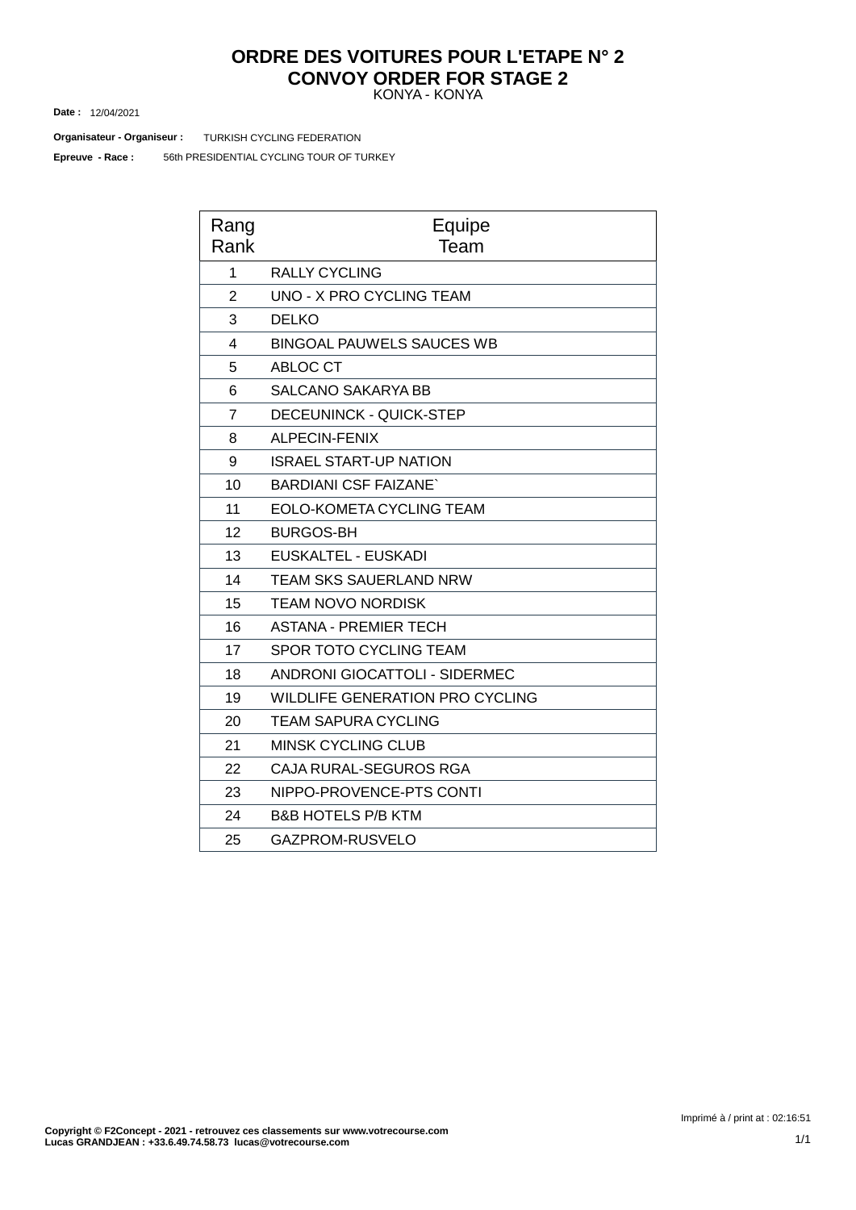# ORDRE DES VOITURES POUR L'ETAPE N° 2
# CONVOY ORDER FOR STAGE 2

KONYA - KONYA

**Date :** 12/04/2021

**Organisateur - Organiseur :** TURKISH CYCLING FEDERATION

**Epreuve - Race :** 56th PRESIDENTIAL CYCLING TOUR OF TURKEY

| Rang<br>Rank | Equipe<br>Team |
|---|---|
| 1 | RALLY CYCLING |
| 2 | UNO - X PRO CYCLING TEAM |
| 3 | DELKO |
| 4 | BINGOAL PAUWELS SAUCES WB |
| 5 | ABLOC CT |
| 6 | SALCANO SAKARYA BB |
| 7 | DECEUNINCK - QUICK-STEP |
| 8 | ALPECIN-FENIX |
| 9 | ISRAEL START-UP NATION |
| 10 | BARDIANI CSF FAIZANE` |
| 11 | EOLO-KOMETA CYCLING TEAM |
| 12 | BURGOS-BH |
| 13 | EUSKALTEL - EUSKADI |
| 14 | TEAM SKS SAUERLAND NRW |
| 15 | TEAM NOVO NORDISK |
| 16 | ASTANA - PREMIER TECH |
| 17 | SPOR TOTO CYCLING TEAM |
| 18 | ANDRONI GIOCATTOLI - SIDERMEC |
| 19 | WILDLIFE GENERATION PRO CYCLING |
| 20 | TEAM SAPURA CYCLING |
| 21 | MINSK CYCLING CLUB |
| 22 | CAJA RURAL-SEGUROS RGA |
| 23 | NIPPO-PROVENCE-PTS CONTI |
| 24 | B&B HOTELS P/B KTM |
| 25 | GAZPROM-RUSVELO |

Imprimé à / print at : 02:16:51

**Copyright © F2Concept - 2021 - retrouvez ces classements sur www.votrecourse.com**
**Lucas GRANDJEAN : +33.6.49.74.58.73 lucas@votrecourse.com**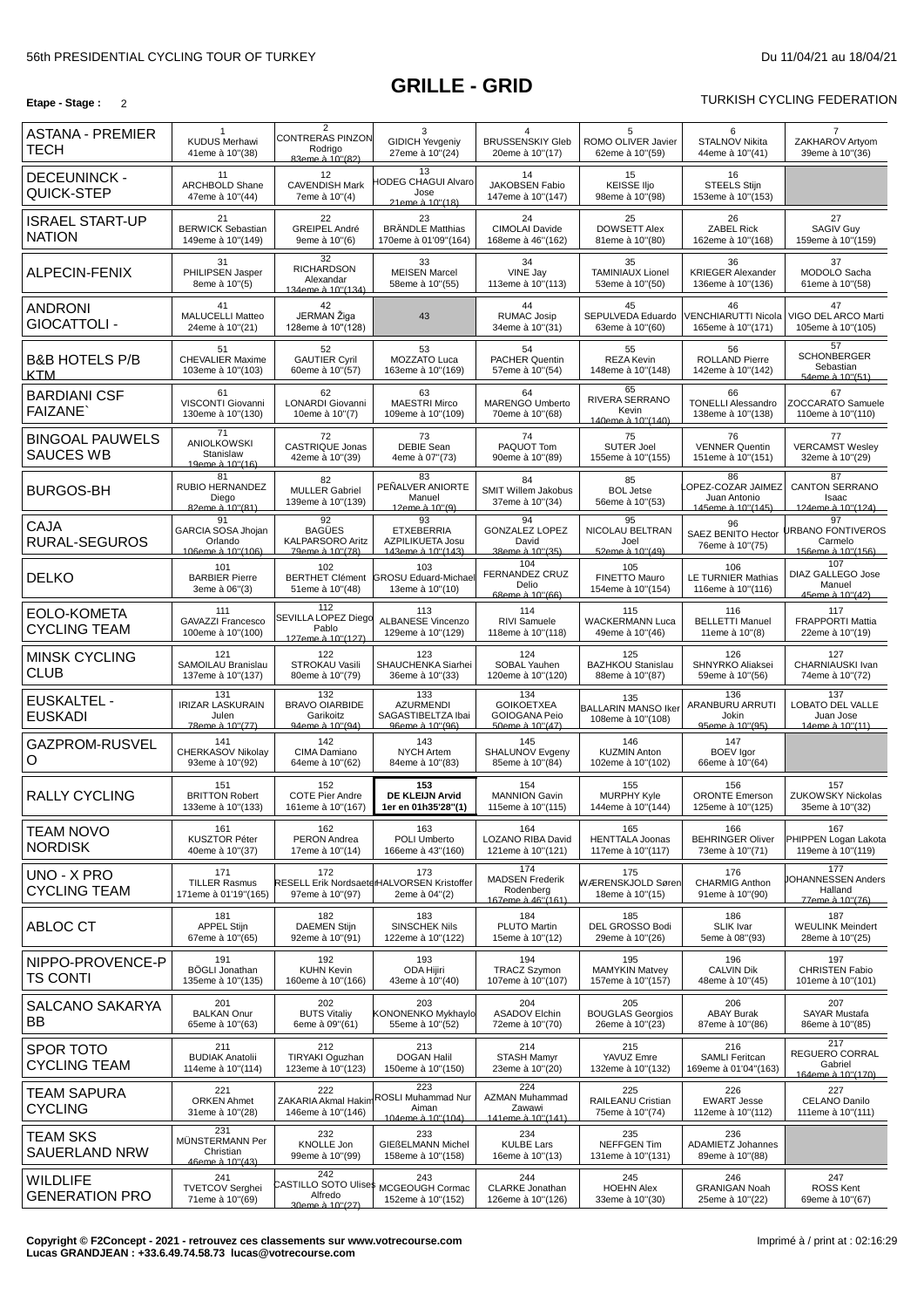56th PRESIDENTIAL CYCLING TOUR OF TURKEY — Du 11/04/21 au 18/04/21

# GRILLE - GRID

**Etape - Stage :** 2

TURKISH CYCLING FEDERATION

| Team | 1 | 2 | 3 | 4 | 5 | 6 | 7 |
|---|---|---|---|---|---|---|---|
| ASTANA - PREMIER TECH | 1 KUDUS Merhawi 41eme à 10''(38) | 2 CONTRERAS PINZON Rodrigo 83eme à 10''(82) | 3 GIDICH Yevgeniy 27eme à 10''(24) | 4 BRUSSENSKIY Gleb 20eme à 10''(17) | 5 ROMO OLIVER Javier 62eme à 10''(59) | 6 STALNOV Nikita 44eme à 10''(41) | 7 ZAKHAROV Artyom 39eme à 10''(36) |
| DECEUNINCK - QUICK-STEP | 11 ARCHBOLD Shane 47eme à 10''(44) | 12 CAVENDISH Mark 7eme à 10''(4) | 13 HODEG CHAGUI Alvaro Jose 21eme à 10''(18) | 14 JAKOBSEN Fabio 147eme à 10''(147) | 15 KEISSE Iljo 98eme à 10''(98) | 16 STEELS Stijn 153eme à 10''(153) | |
| ISRAEL START-UP NATION | 21 BERWICK Sebastian 149eme à 10''(149) | 22 GREIPEL André 9eme à 10''(6) | 23 BRÄNDLE Matthias 170eme à 01'09''(164) | 24 CIMOLAI Davide 168eme à 46''(162) | 25 DOWSETT Alex 81eme à 10''(80) | 26 ZABEL Rick 162eme à 10''(168) | 27 SAGIV Guy 159eme à 10''(159) |
| ALPECIN-FENIX | 31 PHILIPSEN Jasper 8eme à 10''(5) | 32 RICHARDSON Alexandar 134eme à 10''(134) | 33 MEISEN Marcel 58eme à 10''(55) | 34 VINE Jay 113eme à 10''(113) | 35 TAMINIAUX Lionel 53eme à 10''(50) | 36 KRIEGER Alexander 136eme à 10''(136) | 37 MODOLO Sacha 61eme à 10''(58) |
| ANDRONI GIOCATTOLI - | 41 MALUCELLI Matteo 24eme à 10''(21) | 42 JERMAN Žiga 128eme à 10''(128) | 43 | 44 RUMAC Josip 34eme à 10''(31) | 45 SEPULVEDA Eduardo 63eme à 10''(60) | 46 VENCHIARUTTI Nicola 165eme à 10''(171) | 47 VIGO DEL ARCO Marti 105eme à 10''(105) |
| B&B HOTELS P/B KTM | 51 CHEVALIER Maxime 103eme à 10''(103) | 52 GAUTIER Cyril 60eme à 10''(57) | 53 MOZZATO Luca 163eme à 10''(169) | 54 PACHER Quentin 57eme à 10''(54) | 55 REZA Kevin 148eme à 10''(148) | 56 ROLLAND Pierre 142eme à 10''(142) | 57 SCHONBERGER Sebastian 54eme à 10''(51) |
| BARDIANI CSF FAIZANE` | 61 VISCONTI Giovanni 130eme à 10''(130) | 62 LONARDI Giovanni 10eme à 10''(7) | 63 MAESTRI Mirco 109eme à 10''(109) | 64 MARENGO Umberto 70eme à 10''(68) | 65 RIVERA SERRANO Kevin 140eme à 10''(140) | 66 TONELLI Alessandro 138eme à 10''(138) | 67 ZOCCARATO Samuele 110eme à 10''(110) |
| BINGOAL PAUWELS SAUCES WB | 71 ANIOLKOWSKI Stanislaw 19eme à 10''(16) | 72 CASTRIQUE Jonas 42eme à 10''(39) | 73 DEBIE Sean 4eme à 07''(73) | 74 PAQUOT Tom 90eme à 10''(89) | 75 SUTER Joel 155eme à 10''(155) | 76 VENNER Quentin 151eme à 10''(151) | 77 VERCAMST Wesley 32eme à 10''(29) |
| BURGOS-BH | 81 RUBIO HERNANDEZ Diego 82eme à 10''(81) | 82 MULLER Gabriel 139eme à 10''(139) | 83 PEÑALVER ANIORTE Manuel 12eme à 10''(9) | 84 SMIT Willem Jakobus 37eme à 10''(34) | 85 BOL Jetse 56eme à 10''(53) | 86 LOPEZ-COZAR JAIMEZ Juan Antonio 145eme à 10''(145) | 87 CANTON SERRANO Isaac 124eme à 10''(124) |
| CAJA RURAL-SEGUROS | 91 GARCIA SOSA Jhojan Orlando 106eme à 10''(106) | 92 BAGÜES KALPARSORO Aritz 79eme à 10''(78) | 93 ETXEBERRIA AZPILIKUETA Josu 143eme à 10''(143) | 94 GONZALEZ LOPEZ David 38eme à 10''(35) | 95 NICOLAU BELTRAN Joel 52eme à 10''(49) | 96 SAEZ BENITO Hector 76eme à 10''(75) | 97 URBANO FONTIVEROS Carmelo 156eme à 10''(156) |
| DELKO | 101 BARBIER Pierre 3eme à 06''(3) | 102 BERTHET Clément 51eme à 10''(48) | 103 GROSU Eduard-Michael 13eme à 10''(10) | 104 FERNANDEZ CRUZ Delio 68eme à 10''(66) | 105 FINETTO Mauro 154eme à 10''(154) | 106 LE TURNIER Mathias 116eme à 10''(116) | 107 DIAZ GALLEGO Jose Manuel 45eme à 10''(42) |
| EOLO-KOMETA CYCLING TEAM | 111 GAVAZZI Francesco 100eme à 10''(100) | 112 SEVILLA LOPEZ Diego Pablo 127eme à 10''(127) | 113 ALBANESE Vincenzo 129eme à 10''(129) | 114 RIVI Samuele 118eme à 10''(118) | 115 WACKERMANN Luca 49eme à 10''(46) | 116 BELLETTI Manuel 11eme à 10''(8) | 117 FRAPPORTI Mattia 22eme à 10''(19) |
| MINSK CYCLING CLUB | 121 SAMOILAU Branislau 137eme à 10''(137) | 122 STROKAU Vasili 80eme à 10''(79) | 123 SHAUCHENKA Siarhei 36eme à 10''(33) | 124 SOBAL Yauhen 120eme à 10''(120) | 125 BAZHKOU Stanislau 88eme à 10''(87) | 126 SHNYRKO Aliaksei 59eme à 10''(56) | 127 CHARNIAUSKI Ivan 74eme à 10''(72) |
| EUSKALTEL - EUSKADI | 131 IRIZAR LASKURAIN Julen 78eme à 10''(77) | 132 BRAVO OIARBIDE Garikoitz 94eme à 10''(94) | 133 AZURMENDI SAGASTIBELTZA Ibai 96eme à 10''(96) | 134 GOIKOETXEA GOIOGANA Peio 50eme à 10''(47) | 135 BALLARIN MANSO Iker 108eme à 10''(108) | 136 ARANBURU ARRUTI Jokin 95eme à 10''(95) | 137 LOBATO DEL VALLE Juan Jose 14eme à 10''(11) |
| GAZPROM-RUSVELO | 141 CHERKASOV Nikolay 93eme à 10''(92) | 142 CIMA Damiano 64eme à 10''(62) | 143 NYCH Artem 84eme à 10''(83) | 145 SHALUNOV Evgeny 85eme à 10''(84) | 146 KUZMIN Anton 102eme à 10''(102) | 147 BOEV Igor 66eme à 10''(64) | |
| RALLY CYCLING | 151 BRITTON Robert 133eme à 10''(133) | 152 COTE Pier Andre 161eme à 10''(167) | **153 DE KLEIJN Arvid 1er en 01h35'28''(1)** | 154 MANNION Gavin 115eme à 10''(115) | 155 MURPHY Kyle 144eme à 10''(144) | 156 ORONTE Emerson 125eme à 10''(125) | 157 ZUKOWSKY Nickolas 35eme à 10''(32) |
| TEAM NOVO NORDISK | 161 KUSZTOR Péter 40eme à 10''(37) | 162 PERON Andrea 17eme à 10''(14) | 163 POLI Umberto 166eme à 43''(160) | 164 LOZANO RIBA David 121eme à 10''(121) | 165 HENTTALA Joonas 117eme à 10''(117) | 166 BEHRINGER Oliver 73eme à 10''(71) | 167 PHIPPEN Logan Lakota 119eme à 10''(119) |
| UNO - X PRO CYCLING TEAM | 171 TILLER Rasmus 171eme à 01'19''(165) | 172 RESELL Erik Nordsaeter 97eme à 10''(97) | 173 HALVORSEN Kristoffer 2eme à 04''(2) | 174 MADSEN Frederik Rodenberg 167eme à 46''(161) | 175 WÆRENSKJOLD Søren 18eme à 10''(15) | 176 CHARMIG Anthon 91eme à 10''(90) | 177 JOHANNESSEN Anders Halland 77eme à 10''(76) |
| ABLOC CT | 181 APPEL Stijn 67eme à 10''(65) | 182 DAEMEN Stijn 92eme à 10''(91) | 183 SINSCHEK Nils 122eme à 10''(122) | 184 PLUTO Martin 15eme à 10''(12) | 185 DEL GROSSO Bodi 29eme à 10''(26) | 186 SLIK Ivar 5eme à 08''(93) | 187 WEULINK Meindert 28eme à 10''(25) |
| NIPPO-PROVENCE-PTS CONTI | 191 BÖGLI Jonathan 135eme à 10''(135) | 192 KUHN Kevin 160eme à 10''(166) | 193 ODA Hijiri 43eme à 10''(40) | 194 TRACZ Szymon 107eme à 10''(107) | 195 MAMYKIN Matvey 157eme à 10''(157) | 196 CALVIN Dik 48eme à 10''(45) | 197 CHRISTEN Fabio 101eme à 10''(101) |
| SALCANO SAKARYA BB | 201 BALKAN Onur 65eme à 10''(63) | 202 BUTS Vitaliy 6eme à 09''(61) | 203 KONONENKO Mykhaylo 55eme à 10''(52) | 204 ASADOV Elchin 72eme à 10''(70) | 205 BOUGLAS Georgios 26eme à 10''(23) | 206 ABAY Burak 87eme à 10''(86) | 207 SAYAR Mustafa 86eme à 10''(85) |
| SPOR TOTO CYCLING TEAM | 211 BUDIAK Anatolii 114eme à 10''(114) | 212 TIRYAKI Oguzhan 123eme à 10''(123) | 213 DOGAN Halil 150eme à 10''(150) | 214 STASH Mamyr 23eme à 10''(20) | 215 YAVUZ Emre 132eme à 10''(132) | 216 SAMLI Feritcan 169eme à 01'04''(163) | 217 REGUERO CORRAL Gabriel 164eme à 10''(170) |
| TEAM SAPURA CYCLING | 221 ORKEN Ahmet 31eme à 10''(28) | 222 ZAKARIA Akmal Hakim 146eme à 10''(146) | 223 ROSLI Muhammad Nur Aiman 104eme à 10''(104) | 224 AZMAN Muhammad Zawawi 141eme à 10''(141) | 225 RAILEANU Cristian 75eme à 10''(74) | 226 EWART Jesse 112eme à 10''(112) | 227 CELANO Danilo 111eme à 10''(111) |
| TEAM SKS SAUERLAND NRW | 231 MÜNSTERMANN Per Christian 46eme à 10''(43) | 232 KNOLLE Jon 99eme à 10''(99) | 233 GIEßELMANN Michel 158eme à 10''(158) | 234 KULBE Lars 16eme à 10''(13) | 235 NEFFGEN Tim 131eme à 10''(131) | 236 ADAMIETZ Johannes 89eme à 10''(88) | |
| WILDLIFE GENERATION PRO | 241 TVETCOV Serghei 71eme à 10''(69) | 242 CASTILLO SOTO Ulises Alfredo 30eme à 10''(27) | 243 MCGEOUGH Cormac 152eme à 10''(152) | 244 CLARKE Jonathan 126eme à 10''(126) | 245 HOEHN Alex 33eme à 10''(30) | 246 GRANIGAN Noah 25eme à 10''(22) | 247 ROSS Kent 69eme à 10''(67) |

**Copyright © F2Concept - 2021 - retrouvez ces classements sur www.votrecourse.com**
**Lucas GRANDJEAN : +33.6.49.74.58.73 lucas@votrecourse.com**

Imprimé à / print at : 02:16:29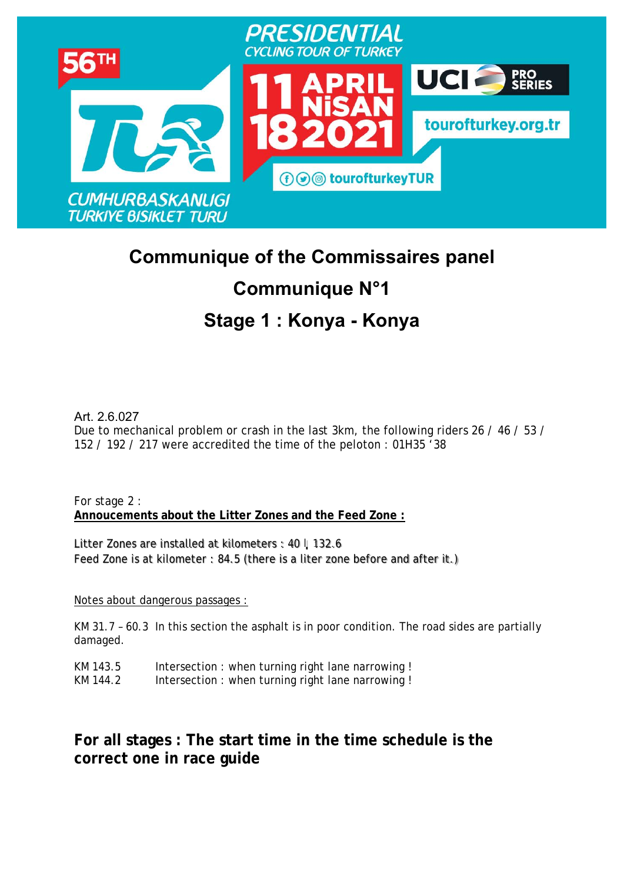56TH

PRESIDENTIAL CYCLING TOUR OF TURKEY

11 APRIL NİSAN 18 2021

UCI PRO SERIES

tourofturkey.org.tr

tourofturkeyTUR

CUMHURBASKANLIGI TURKIYE BISIKLET TURU

# Communique of the Commissaires panel

## Communique N°1

## Stage 1 : Konya - Konya

Art. 2.6.027
Due to mechanical problem or crash in the last 3km, the following riders 26 / 46 / 53 / 152 / 192 / 217 were accredited the time of the peloton : 01H35 '38

For stage 2 :
**Annoucements about the Litter Zones and the Feed Zone :**

Litter Zones are installed at kilometers : 40 |, 132.6
Feed Zone is at kilometer : 84.5 (there is a liter zone before and after it.)

Notes about dangerous passages :

KM 31.7 – 60.3 In this section the asphalt is in poor condition. The road sides are partially damaged.

KM 143.5 Intersection : when turning right lane narrowing !
KM 144.2 Intersection : when turning right lane narrowing !

**For all stages : The start time in the time schedule is the correct one in race guide**